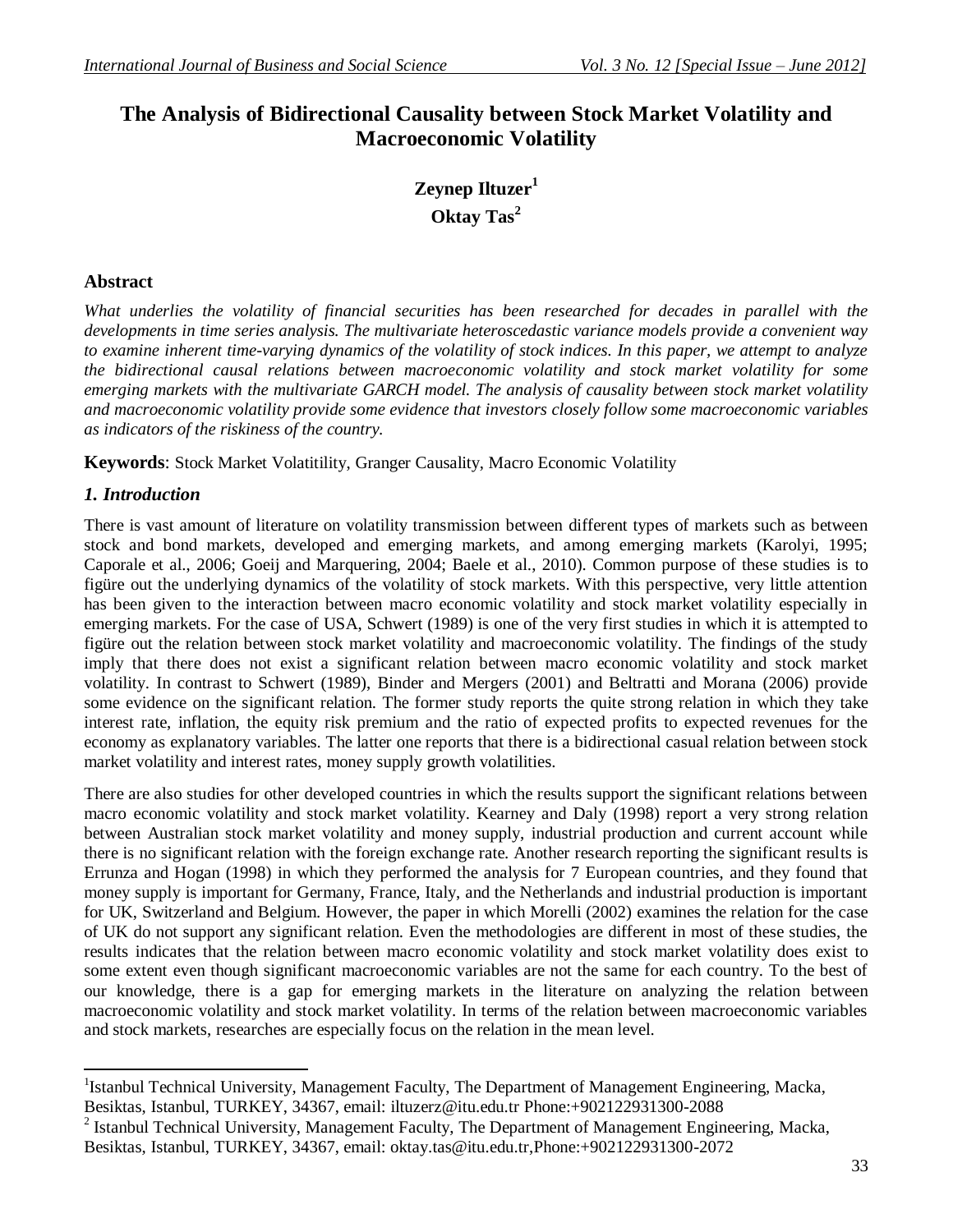# The Analysis of Bidirectional Causality between Stock Market Volatility and Macroeconomic Volatility

**Zeynep Iltuzer**[1]
**Oktay Tas**[2]

## Abstract

*What underlies the volatility of financial securities has been researched for decades in parallel with the developments in time series analysis. The multivariate heteroscedastic variance models provide a convenient way to examine inherent time-varying dynamics of the volatility of stock indices. In this paper, we attempt to analyze the bidirectional causal relations between macroeconomic volatility and stock market volatility for some emerging markets with the multivariate GARCH model. The analysis of causality between stock market volatility and macroeconomic volatility provide some evidence that investors closely follow some macroeconomic variables as indicators of the riskiness of the country.*

**Keywords**: Stock Market Volatitility, Granger Causality, Macro Economic Volatility

## *1. Introduction*

There is vast amount of literature on volatility transmission between different types of markets such as between stock and bond markets, developed and emerging markets, and among emerging markets (Karolyi, 1995; Caporale et al., 2006; Goeij and Marquering, 2004; Baele et al., 2010). Common purpose of these studies is to figüre out the underlying dynamics of the volatility of stock markets. With this perspective, very little attention has been given to the interaction between macro economic volatility and stock market volatility especially in emerging markets. For the case of USA, Schwert (1989) is one of the very first studies in which it is attempted to figüre out the relation between stock market volatility and macroeconomic volatility. The findings of the study imply that there does not exist a significant relation between macro economic volatility and stock market volatility. In contrast to Schwert (1989), Binder and Mergers (2001) and Beltratti and Morana (2006) provide some evidence on the significant relation. The former study reports the quite strong relation in which they take interest rate, inflation, the equity risk premium and the ratio of expected profits to expected revenues for the economy as explanatory variables. The latter one reports that there is a bidirectional casual relation between stock market volatility and interest rates, money supply growth volatilities.

There are also studies for other developed countries in which the results support the significant relations between macro economic volatility and stock market volatility. Kearney and Daly (1998) report a very strong relation between Australian stock market volatility and money supply, industrial production and current account while there is no significant relation with the foreign exchange rate. Another research reporting the significant results is Errunza and Hogan (1998) in which they performed the analysis for 7 European countries, and they found that money supply is important for Germany, France, Italy, and the Netherlands and industrial production is important for UK, Switzerland and Belgium. However, the paper in which Morelli (2002) examines the relation for the case of UK do not support any significant relation. Even the methodologies are different in most of these studies, the results indicates that the relation between macro economic volatility and stock market volatility does exist to some extent even though significant macroeconomic variables are not the same for each country. To the best of our knowledge, there is a gap for emerging markets in the literature on analyzing the relation between macroeconomic volatility and stock market volatility. In terms of the relation between macroeconomic variables and stock markets, researches are especially focus on the relation in the mean level.

---

[1] Istanbul Technical University, Management Faculty, The Department of Management Engineering, Macka, Besiktas, Istanbul, TURKEY, 34367, email: iltuzerz@itu.edu.tr Phone:+902122931300-2088

[2] Istanbul Technical University, Management Faculty, The Department of Management Engineering, Macka, Besiktas, Istanbul, TURKEY, 34367, email: oktay.tas@itu.edu.tr,Phone:+902122931300-2072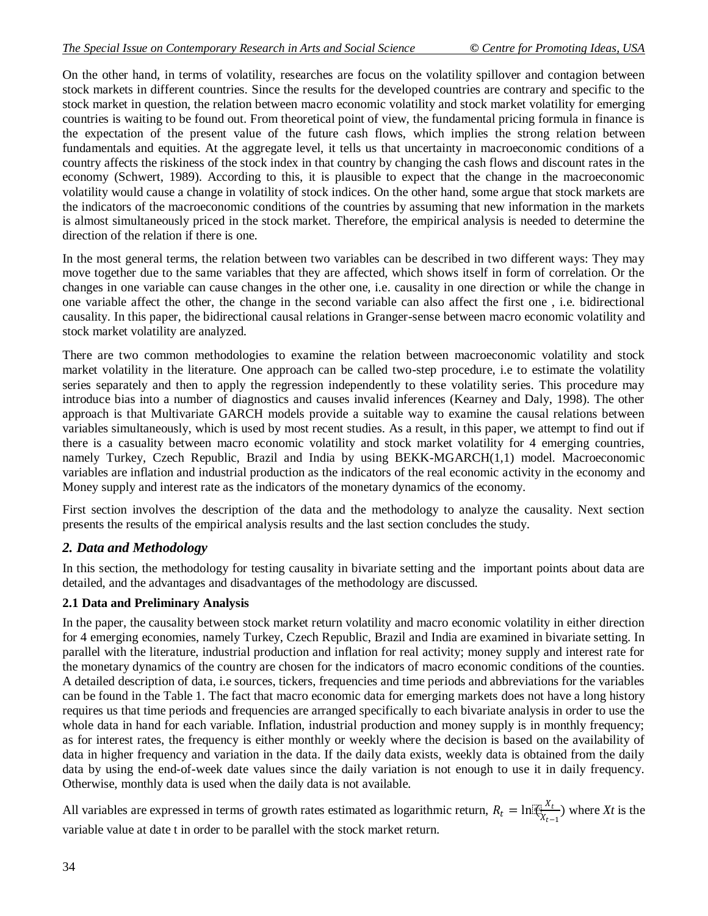On the other hand, in terms of volatility, researches are focus on the volatility spillover and contagion between stock markets in different countries. Since the results for the developed countries are contrary and specific to the stock market in question, the relation between macro economic volatility and stock market volatility for emerging countries is waiting to be found out. From theoretical point of view, the fundamental pricing formula in finance is the expectation of the present value of the future cash flows, which implies the strong relation between fundamentals and equities. At the aggregate level, it tells us that uncertainty in macroeconomic conditions of a country affects the riskiness of the stock index in that country by changing the cash flows and discount rates in the economy (Schwert, 1989). According to this, it is plausible to expect that the change in the macroeconomic volatility would cause a change in volatility of stock indices. On the other hand, some argue that stock markets are the indicators of the macroeconomic conditions of the countries by assuming that new information in the markets is almost simultaneously priced in the stock market. Therefore, the empirical analysis is needed to determine the direction of the relation if there is one.

In the most general terms, the relation between two variables can be described in two different ways: They may move together due to the same variables that they are affected, which shows itself in form of correlation. Or the changes in one variable can cause changes in the other one, i.e. causality in one direction or while the change in one variable affect the other, the change in the second variable can also affect the first one , i.e. bidirectional causality. In this paper, the bidirectional causal relations in Granger-sense between macro economic volatility and stock market volatility are analyzed.

There are two common methodologies to examine the relation between macroeconomic volatility and stock market volatility in the literature. One approach can be called two-step procedure, i.e to estimate the volatility series separately and then to apply the regression independently to these volatility series. This procedure may introduce bias into a number of diagnostics and causes invalid inferences (Kearney and Daly, 1998). The other approach is that Multivariate GARCH models provide a suitable way to examine the causal relations between variables simultaneously, which is used by most recent studies. As a result, in this paper, we attempt to find out if there is a casuality between macro economic volatility and stock market volatility for 4 emerging countries, namely Turkey, Czech Republic, Brazil and India by using BEKK-MGARCH(1,1) model. Macroeconomic variables are inflation and industrial production as the indicators of the real economic activity in the economy and Money supply and interest rate as the indicators of the monetary dynamics of the economy.

First section involves the description of the data and the methodology to analyze the causality. Next section presents the results of the empirical analysis results and the last section concludes the study.

## *2. Data and Methodology*

In this section, the methodology for testing causality in bivariate setting and the important points about data are detailed, and the advantages and disadvantages of the methodology are discussed.

### 2.1 Data and Preliminary Analysis

In the paper, the causality between stock market return volatility and macro economic volatility in either direction for 4 emerging economies, namely Turkey, Czech Republic, Brazil and India are examined in bivariate setting. In parallel with the literature, industrial production and inflation for real activity; money supply and interest rate for the monetary dynamics of the country are chosen for the indicators of macro economic conditions of the counties. A detailed description of data, i.e sources, tickers, frequencies and time periods and abbreviations for the variables can be found in the Table 1. The fact that macro economic data for emerging markets does not have a long history requires us that time periods and frequencies are arranged specifically to each bivariate analysis in order to use the whole data in hand for each variable. Inflation, industrial production and money supply is in monthly frequency; as for interest rates, the frequency is either monthly or weekly where the decision is based on the availability of data in higher frequency and variation in the data. If the daily data exists, weekly data is obtained from the daily data by using the end-of-week date values since the daily variation is not enough to use it in daily frequency. Otherwise, monthly data is used when the daily data is not available.

All variables are expressed in terms of growth rates estimated as logarithmic return, $R_t = \ln\left(\frac{X_t}{X_{t-1}}\right)$ where *Xt* is the variable value at date t in order to be parallel with the stock market return.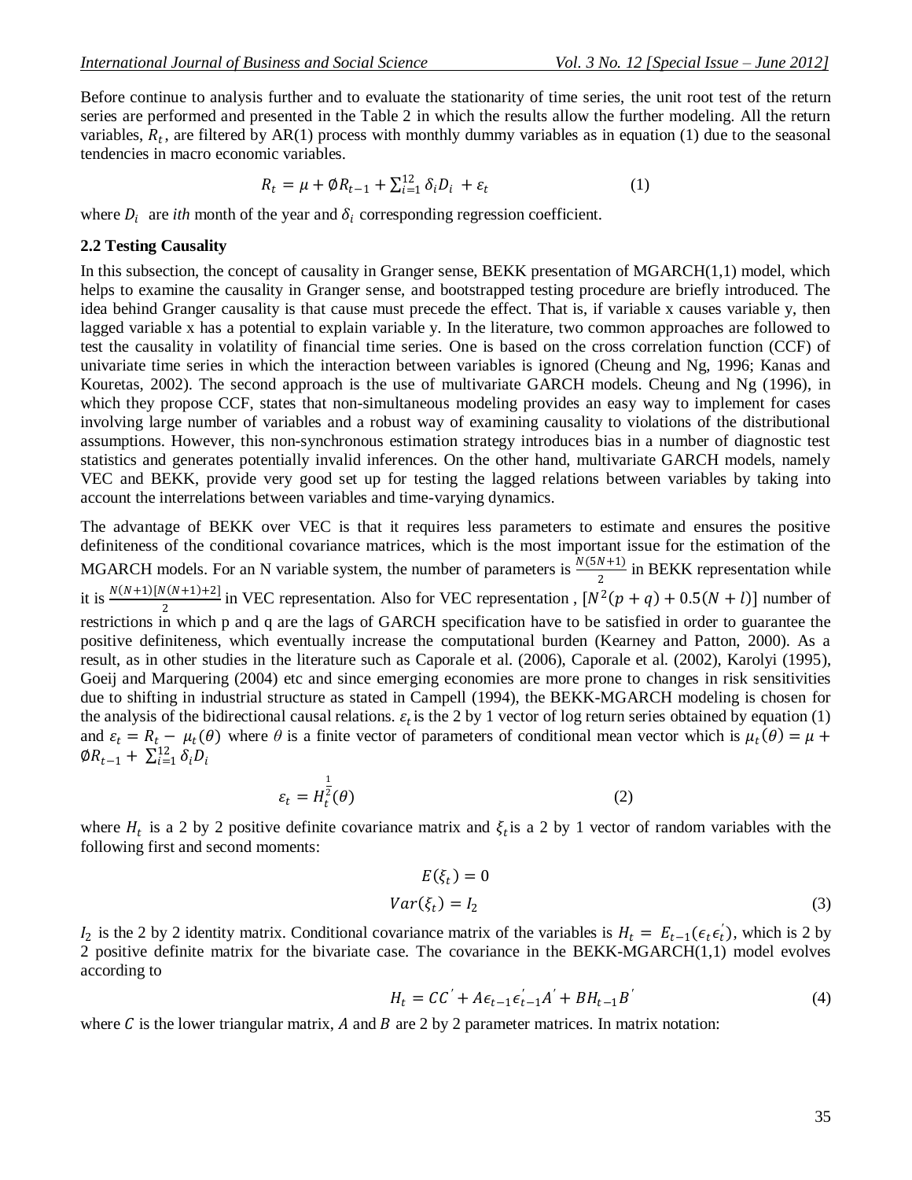Before continue to analysis further and to evaluate the stationarity of time series, the unit root test of the return series are performed and presented in the Table 2 in which the results allow the further modeling. All the return variables, $R_t$, are filtered by AR(1) process with monthly dummy variables as in equation (1) due to the seasonal tendencies in macro economic variables.

$$R_t = \mu + \emptyset R_{t-1} + \sum_{i=1}^{12} \delta_i D_i + \varepsilon_t \qquad (1)$$

where $D_i$ are *ith* month of the year and $\delta_i$ corresponding regression coefficient.

### 2.2 Testing Causality

In this subsection, the concept of causality in Granger sense, BEKK presentation of MGARCH(1,1) model, which helps to examine the causality in Granger sense, and bootstrapped testing procedure are briefly introduced. The idea behind Granger causality is that cause must precede the effect. That is, if variable x causes variable y, then lagged variable x has a potential to explain variable y. In the literature, two common approaches are followed to test the causality in volatility of financial time series. One is based on the cross correlation function (CCF) of univariate time series in which the interaction between variables is ignored (Cheung and Ng, 1996; Kanas and Kouretas, 2002). The second approach is the use of multivariate GARCH models. Cheung and Ng (1996), in which they propose CCF, states that non-simultaneous modeling provides an easy way to implement for cases involving large number of variables and a robust way of examining causality to violations of the distributional assumptions. However, this non-synchronous estimation strategy introduces bias in a number of diagnostic test statistics and generates potentially invalid inferences. On the other hand, multivariate GARCH models, namely VEC and BEKK, provide very good set up for testing the lagged relations between variables by taking into account the interrelations between variables and time-varying dynamics.

The advantage of BEKK over VEC is that it requires less parameters to estimate and ensures the positive definiteness of the conditional covariance matrices, which is the most important issue for the estimation of the MGARCH models. For an N variable system, the number of parameters is $\frac{N(5N+1)}{2}$ in BEKK representation while it is $\frac{N(N+1)[N(N+1)+2]}{2}$ in VEC representation. Also for VEC representation , $[N^2(p+q) + 0.5(N+l)]$ number of restrictions in which p and q are the lags of GARCH specification have to be satisfied in order to guarantee the positive definiteness, which eventually increase the computational burden (Kearney and Patton, 2000). As a result, as in other studies in the literature such as Caporale et al. (2006), Caporale et al. (2002), Karolyi (1995), Goeij and Marquering (2004) etc and since emerging economies are more prone to changes in risk sensitivities due to shifting in industrial structure as stated in Campell (1994), the BEKK-MGARCH modeling is chosen for the analysis of the bidirectional causal relations. $\varepsilon_t$ is the 2 by 1 vector of log return series obtained by equation (1) and $\varepsilon_t = R_t - \mu_t(\theta)$ where $\theta$ is a finite vector of parameters of conditional mean vector which is $\mu_t(\theta) = \mu + \emptyset R_{t-1} + \sum_{i=1}^{12} \delta_i D_i$

$$\varepsilon_t = H_t^{\frac{1}{2}}(\theta) \qquad (2)$$

where $H_t$ is a 2 by 2 positive definite covariance matrix and $\xi_t$ is a 2 by 1 vector of random variables with the following first and second moments:

$$E(\xi_t) = 0$$
$$Var(\xi_t) = I_2 \qquad (3)$$

$I_2$ is the 2 by 2 identity matrix. Conditional covariance matrix of the variables is $H_t = E_{t-1}(\epsilon_t \epsilon_t^{'})$, which is 2 by 2 positive definite matrix for the bivariate case. The covariance in the BEKK-MGARCH(1,1) model evolves according to

$$H_t = CC^{'} + A\epsilon_{t-1}\epsilon_{t-1}^{'}A^{'} + BH_{t-1}B^{'} \qquad (4)$$

where $C$ is the lower triangular matrix, $A$ and $B$ are 2 by 2 parameter matrices. In matrix notation: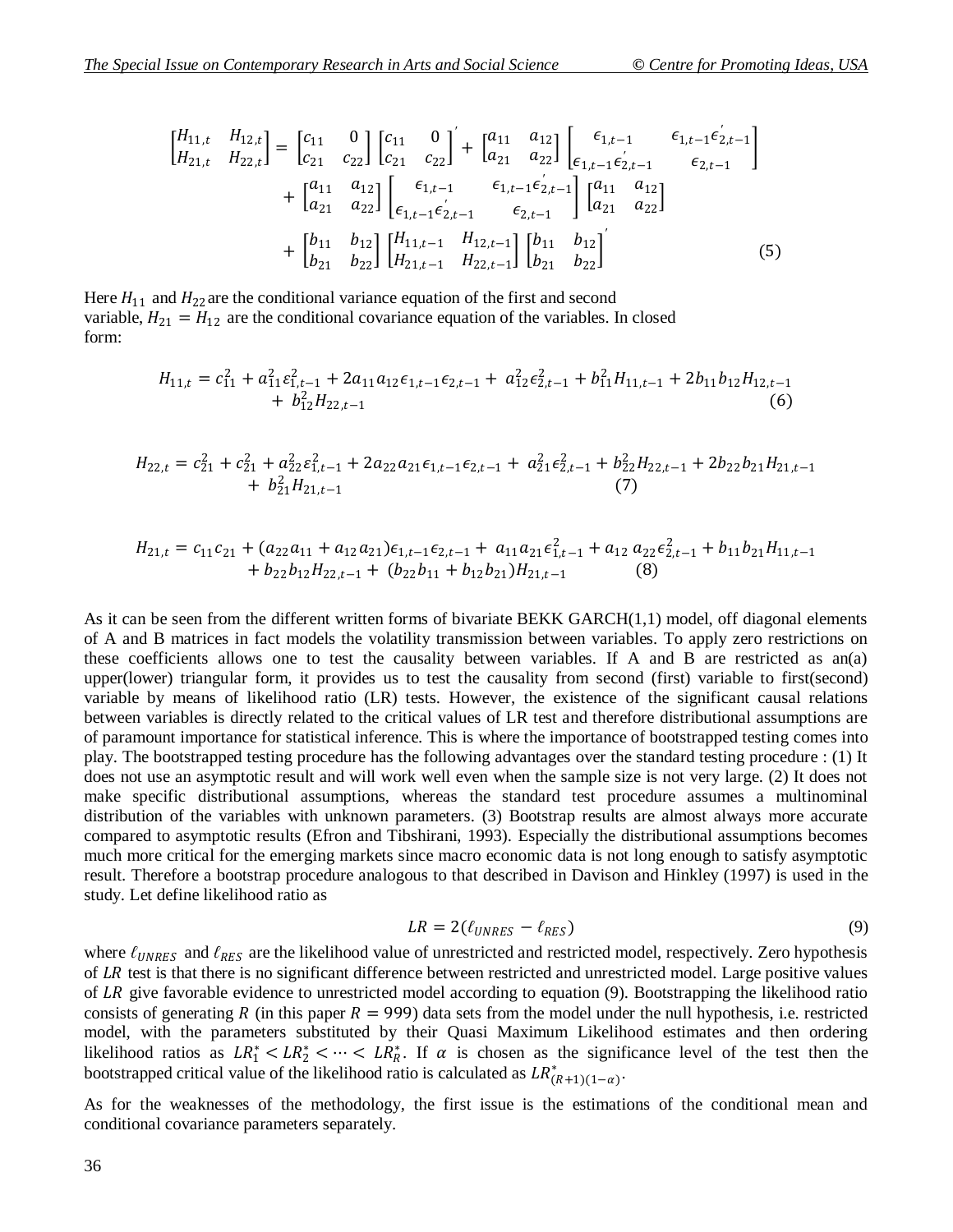$$\begin{bmatrix} H_{11,t} & H_{12,t} \\ H_{21,t} & H_{22,t} \end{bmatrix} = \begin{bmatrix} c_{11} & 0 \\ c_{21} & c_{22} \end{bmatrix} \begin{bmatrix} c_{11} & 0 \\ c_{21} & c_{22} \end{bmatrix}' + \begin{bmatrix} a_{11} & a_{12} \\ a_{21} & a_{22} \end{bmatrix} \begin{bmatrix} \epsilon_{1,t-1} & \epsilon_{1,t-1}\epsilon_{2,t-1}' \\ \epsilon_{1,t-1}\epsilon_{2,t-1}' & \epsilon_{2,t-1} \end{bmatrix}$$
$$+ \begin{bmatrix} a_{11} & a_{12} \\ a_{21} & a_{22} \end{bmatrix} \begin{bmatrix} \epsilon_{1,t-1} & \epsilon_{1,t-1}\epsilon_{2,t-1}' \\ \epsilon_{1,t-1}\epsilon_{2,t-1}' & \epsilon_{2,t-1} \end{bmatrix} \begin{bmatrix} a_{11} & a_{12} \\ a_{21} & a_{22} \end{bmatrix}$$
$$+ \begin{bmatrix} b_{11} & b_{12} \\ b_{21} & b_{22} \end{bmatrix} \begin{bmatrix} H_{11,t-1} & H_{12,t-1} \\ H_{21,t-1} & H_{22,t-1} \end{bmatrix} \begin{bmatrix} b_{11} & b_{12} \\ b_{21} & b_{22} \end{bmatrix}' \tag{5}$$

Here $H_{11}$ and $H_{22}$ are the conditional variance equation of the first and second variable, $H_{21} = H_{12}$ are the conditional covariance equation of the variables. In closed form:

$$H_{11,t} = c_{11}^2 + a_{11}^2\varepsilon_{1,t-1}^2 + 2a_{11}a_{12}\epsilon_{1,t-1}\epsilon_{2,t-1} + a_{12}^2\epsilon_{2,t-1}^2 + b_{11}^2 H_{11,t-1} + 2b_{11}b_{12}H_{12,t-1} + b_{12}^2 H_{22,t-1} \tag{6}$$

$$H_{22,t} = c_{21}^2 + c_{21}^2 + a_{22}^2\varepsilon_{1,t-1}^2 + 2a_{22}a_{21}\epsilon_{1,t-1}\epsilon_{2,t-1} + a_{21}^2\epsilon_{2,t-1}^2 + b_{22}^2 H_{22,t-1} + 2b_{22}b_{21}H_{21,t-1} + b_{21}^2 H_{21,t-1} \tag{7}$$

$$H_{21,t} = c_{11}c_{21} + (a_{22}a_{11} + a_{12}a_{21})\epsilon_{1,t-1}\epsilon_{2,t-1} + a_{11}a_{21}\epsilon_{1,t-1}^2 + a_{12}\,a_{22}\epsilon_{2,t-1}^2 + b_{11}b_{21}H_{11,t-1} + b_{22}b_{12}H_{22,t-1} + (b_{22}b_{11} + b_{12}b_{21})H_{21,t-1} \tag{8}$$

As it can be seen from the different written forms of bivariate BEKK GARCH(1,1) model, off diagonal elements of A and B matrices in fact models the volatility transmission between variables. To apply zero restrictions on these coefficients allows one to test the causality between variables. If A and B are restricted as an(a) upper(lower) triangular form, it provides us to test the causality from second (first) variable to first(second) variable by means of likelihood ratio (LR) tests. However, the existence of the significant causal relations between variables is directly related to the critical values of LR test and therefore distributional assumptions are of paramount importance for statistical inference. This is where the importance of bootstrapped testing comes into play. The bootstrapped testing procedure has the following advantages over the standard testing procedure : (1) It does not use an asymptotic result and will work well even when the sample size is not very large. (2) It does not make specific distributional assumptions, whereas the standard test procedure assumes a multinominal distribution of the variables with unknown parameters. (3) Bootstrap results are almost always more accurate compared to asymptotic results (Efron and Tibshirani, 1993). Especially the distributional assumptions becomes much more critical for the emerging markets since macro economic data is not long enough to satisfy asymptotic result. Therefore a bootstrap procedure analogous to that described in Davison and Hinkley (1997) is used in the study. Let define likelihood ratio as

$$LR = 2(\ell_{UNRES} - \ell_{RES}) \tag{9}$$

where $\ell_{UNRES}$ and $\ell_{RES}$ are the likelihood value of unrestricted and restricted model, respectively. Zero hypothesis of $LR$ test is that there is no significant difference between restricted and unrestricted model. Large positive values of $LR$ give favorable evidence to unrestricted model according to equation (9). Bootstrapping the likelihood ratio consists of generating $R$ (in this paper $R = 999$) data sets from the model under the null hypothesis, i.e. restricted model, with the parameters substituted by their Quasi Maximum Likelihood estimates and then ordering likelihood ratios as $LR_1^* < LR_2^* < \cdots < LR_R^*$. If $\alpha$ is chosen as the significance level of the test then the bootstrapped critical value of the likelihood ratio is calculated as $LR_{(R+1)(1-\alpha)}^*$.

As for the weaknesses of the methodology, the first issue is the estimations of the conditional mean and conditional covariance parameters separately.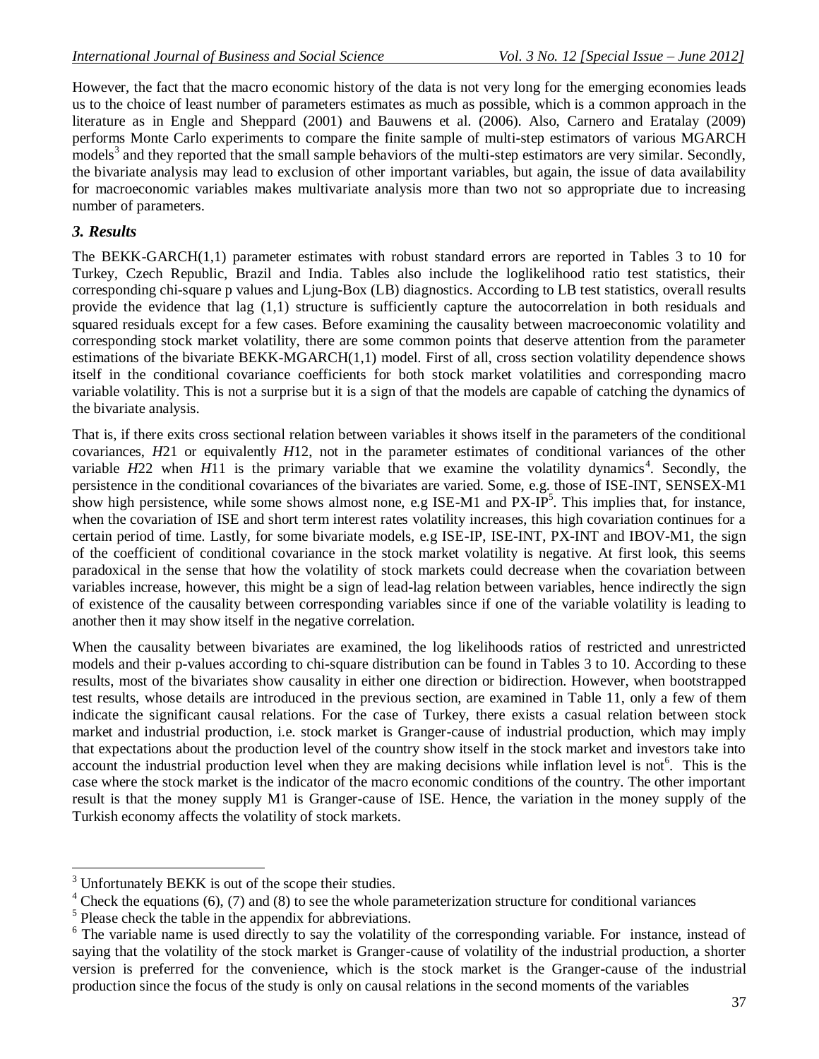However, the fact that the macro economic history of the data is not very long for the emerging economies leads us to the choice of least number of parameters estimates as much as possible, which is a common approach in the literature as in Engle and Sheppard (2001) and Bauwens et al. (2006). Also, Carnero and Eratalay (2009) performs Monte Carlo experiments to compare the finite sample of multi-step estimators of various MGARCH models[3] and they reported that the small sample behaviors of the multi-step estimators are very similar. Secondly, the bivariate analysis may lead to exclusion of other important variables, but again, the issue of data availability for macroeconomic variables makes multivariate analysis more than two not so appropriate due to increasing number of parameters.

### *3. Results*

The BEKK-GARCH(1,1) parameter estimates with robust standard errors are reported in Tables 3 to 10 for Turkey, Czech Republic, Brazil and India. Tables also include the loglikelihood ratio test statistics, their corresponding chi-square p values and Ljung-Box (LB) diagnostics. According to LB test statistics, overall results provide the evidence that lag (1,1) structure is sufficiently capture the autocorrelation in both residuals and squared residuals except for a few cases. Before examining the causality between macroeconomic volatility and corresponding stock market volatility, there are some common points that deserve attention from the parameter estimations of the bivariate BEKK-MGARCH(1,1) model. First of all, cross section volatility dependence shows itself in the conditional covariance coefficients for both stock market volatilities and corresponding macro variable volatility. This is not a surprise but it is a sign of that the models are capable of catching the dynamics of the bivariate analysis.

That is, if there exits cross sectional relation between variables it shows itself in the parameters of the conditional covariances, $H21$ or equivalently $H12$, not in the parameter estimates of conditional variances of the other variable $H22$ when $H11$ is the primary variable that we examine the volatility dynamics[4]. Secondly, the persistence in the conditional covariances of the bivariates are varied. Some, e.g. those of ISE-INT, SENSEX-M1 show high persistence, while some shows almost none, e.g ISE-M1 and PX-IP[5]. This implies that, for instance, when the covariation of ISE and short term interest rates volatility increases, this high covariation continues for a certain period of time. Lastly, for some bivariate models, e.g ISE-IP, ISE-INT, PX-INT and IBOV-M1, the sign of the coefficient of conditional covariance in the stock market volatility is negative. At first look, this seems paradoxical in the sense that how the volatility of stock markets could decrease when the covariation between variables increase, however, this might be a sign of lead-lag relation between variables, hence indirectly the sign of existence of the causality between corresponding variables since if one of the variable volatility is leading to another then it may show itself in the negative correlation.

When the causality between bivariates are examined, the log likelihoods ratios of restricted and unrestricted models and their p-values according to chi-square distribution can be found in Tables 3 to 10. According to these results, most of the bivariates show causality in either one direction or bidirection. However, when bootstrapped test results, whose details are introduced in the previous section, are examined in Table 11, only a few of them indicate the significant causal relations. For the case of Turkey, there exists a casual relation between stock market and industrial production, i.e. stock market is Granger-cause of industrial production, which may imply that expectations about the production level of the country show itself in the stock market and investors take into account the industrial production level when they are making decisions while inflation level is not[6]. This is the case where the stock market is the indicator of the macro economic conditions of the country. The other important result is that the money supply M1 is Granger-cause of ISE. Hence, the variation in the money supply of the Turkish economy affects the volatility of stock markets.

---

[3] Unfortunately BEKK is out of the scope their studies.

[4] Check the equations (6), (7) and (8) to see the whole parameterization structure for conditional variances

[5] Please check the table in the appendix for abbreviations.

[6] The variable name is used directly to say the volatility of the corresponding variable. For instance, instead of saying that the volatility of the stock market is Granger-cause of volatility of the industrial production, a shorter version is preferred for the convenience, which is the stock market is the Granger-cause of the industrial production since the focus of the study is only on causal relations in the second moments of the variables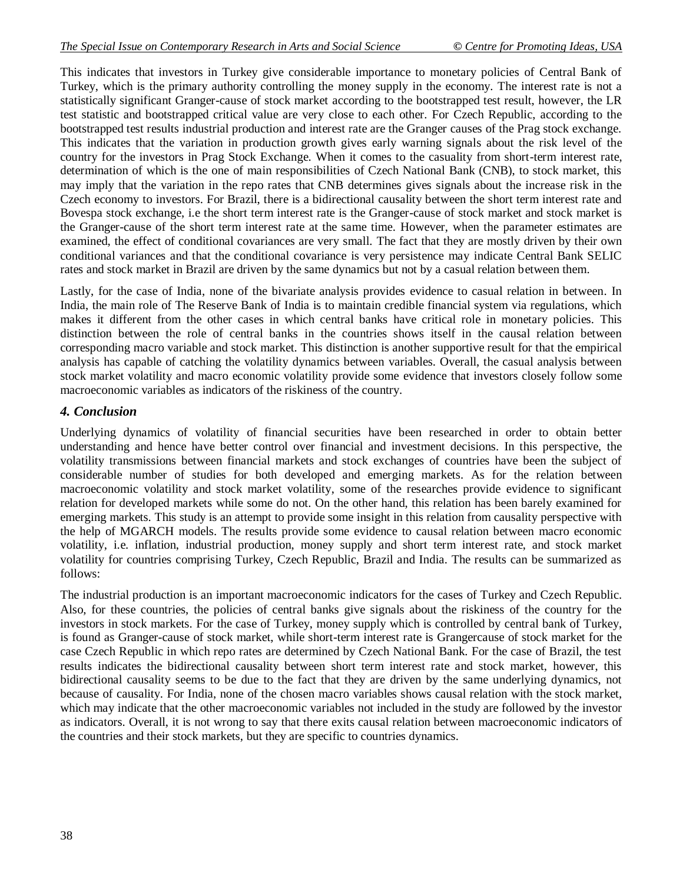This indicates that investors in Turkey give considerable importance to monetary policies of Central Bank of Turkey, which is the primary authority controlling the money supply in the economy. The interest rate is not a statistically significant Granger-cause of stock market according to the bootstrapped test result, however, the LR test statistic and bootstrapped critical value are very close to each other. For Czech Republic, according to the bootstrapped test results industrial production and interest rate are the Granger causes of the Prag stock exchange. This indicates that the variation in production growth gives early warning signals about the risk level of the country for the investors in Prag Stock Exchange. When it comes to the casuality from short-term interest rate, determination of which is the one of main responsibilities of Czech National Bank (CNB), to stock market, this may imply that the variation in the repo rates that CNB determines gives signals about the increase risk in the Czech economy to investors. For Brazil, there is a bidirectional causality between the short term interest rate and Bovespa stock exchange, i.e the short term interest rate is the Granger-cause of stock market and stock market is the Granger-cause of the short term interest rate at the same time. However, when the parameter estimates are examined, the effect of conditional covariances are very small. The fact that they are mostly driven by their own conditional variances and that the conditional covariance is very persistence may indicate Central Bank SELIC rates and stock market in Brazil are driven by the same dynamics but not by a casual relation between them.

Lastly, for the case of India, none of the bivariate analysis provides evidence to casual relation in between. In India, the main role of The Reserve Bank of India is to maintain credible financial system via regulations, which makes it different from the other cases in which central banks have critical role in monetary policies. This distinction between the role of central banks in the countries shows itself in the causal relation between corresponding macro variable and stock market. This distinction is another supportive result for that the empirical analysis has capable of catching the volatility dynamics between variables. Overall, the casual analysis between stock market volatility and macro economic volatility provide some evidence that investors closely follow some macroeconomic variables as indicators of the riskiness of the country.

## *4. Conclusion*

Underlying dynamics of volatility of financial securities have been researched in order to obtain better understanding and hence have better control over financial and investment decisions. In this perspective, the volatility transmissions between financial markets and stock exchanges of countries have been the subject of considerable number of studies for both developed and emerging markets. As for the relation between macroeconomic volatility and stock market volatility, some of the researches provide evidence to significant relation for developed markets while some do not. On the other hand, this relation has been barely examined for emerging markets. This study is an attempt to provide some insight in this relation from causality perspective with the help of MGARCH models. The results provide some evidence to causal relation between macro economic volatility, i.e. inflation, industrial production, money supply and short term interest rate, and stock market volatility for countries comprising Turkey, Czech Republic, Brazil and India. The results can be summarized as follows:

The industrial production is an important macroeconomic indicators for the cases of Turkey and Czech Republic. Also, for these countries, the policies of central banks give signals about the riskiness of the country for the investors in stock markets. For the case of Turkey, money supply which is controlled by central bank of Turkey, is found as Granger-cause of stock market, while short-term interest rate is Grangercause of stock market for the case Czech Republic in which repo rates are determined by Czech National Bank. For the case of Brazil, the test results indicates the bidirectional causality between short term interest rate and stock market, however, this bidirectional causality seems to be due to the fact that they are driven by the same underlying dynamics, not because of causality. For India, none of the chosen macro variables shows causal relation with the stock market, which may indicate that the other macroeconomic variables not included in the study are followed by the investor as indicators. Overall, it is not wrong to say that there exits causal relation between macroeconomic indicators of the countries and their stock markets, but they are specific to countries dynamics.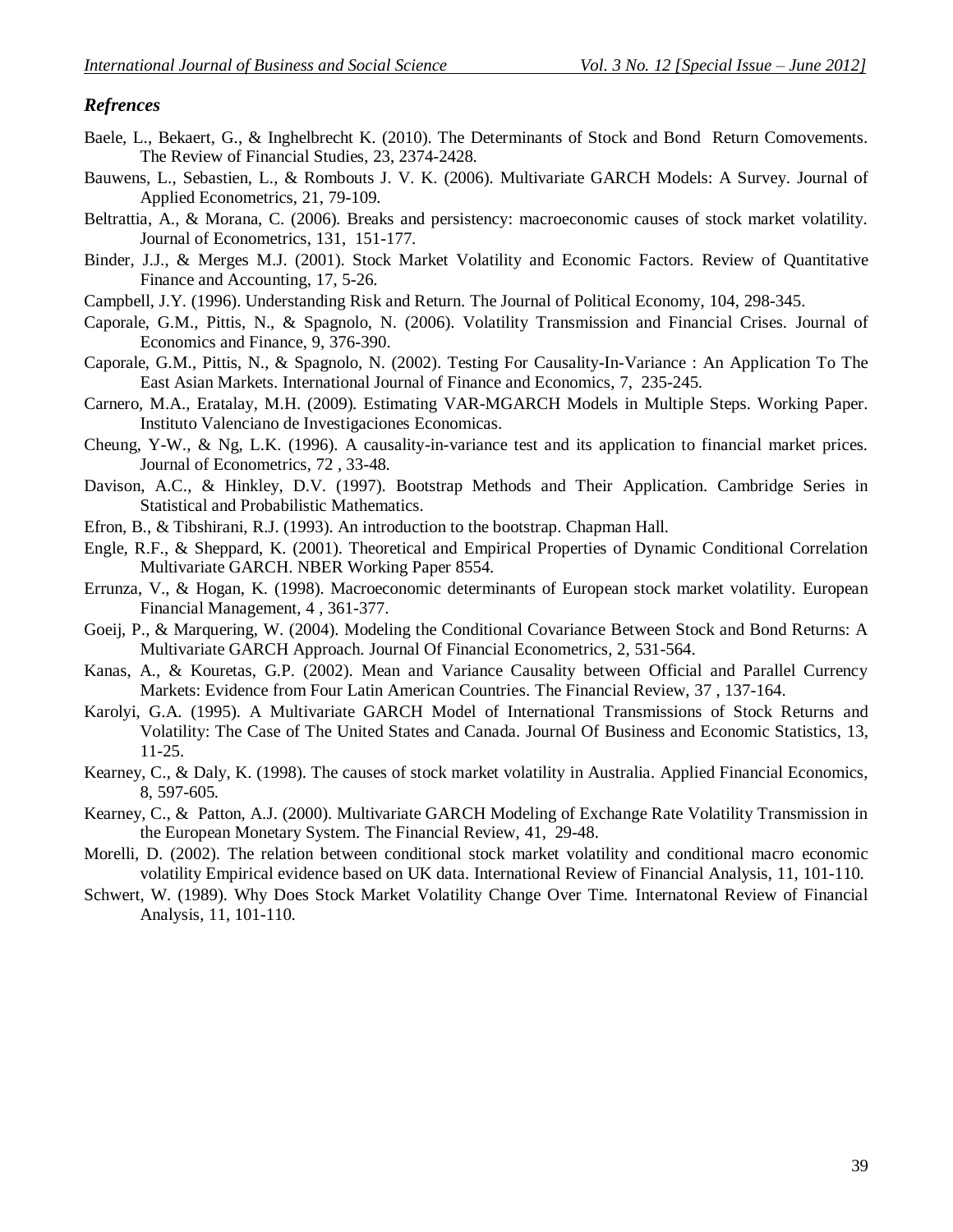### *Refrences*

Baele, L., Bekaert, G., & Inghelbrecht K. (2010). The Determinants of Stock and Bond Return Comovements. The Review of Financial Studies, 23, 2374-2428.

Bauwens, L., Sebastien, L., & Rombouts J. V. K. (2006). Multivariate GARCH Models: A Survey. Journal of Applied Econometrics, 21, 79-109.

Beltrattia, A., & Morana, C. (2006). Breaks and persistency: macroeconomic causes of stock market volatility. Journal of Econometrics, 131, 151-177.

Binder, J.J., & Merges M.J. (2001). Stock Market Volatility and Economic Factors. Review of Quantitative Finance and Accounting, 17, 5-26.

Campbell, J.Y. (1996). Understanding Risk and Return. The Journal of Political Economy, 104, 298-345.

Caporale, G.M., Pittis, N., & Spagnolo, N. (2006). Volatility Transmission and Financial Crises. Journal of Economics and Finance, 9, 376-390.

Caporale, G.M., Pittis, N., & Spagnolo, N. (2002). Testing For Causality-In-Variance : An Application To The East Asian Markets. International Journal of Finance and Economics, 7, 235-245.

Carnero, M.A., Eratalay, M.H. (2009). Estimating VAR-MGARCH Models in Multiple Steps. Working Paper. Instituto Valenciano de Investigaciones Economicas.

Cheung, Y-W., & Ng, L.K. (1996). A causality-in-variance test and its application to financial market prices. Journal of Econometrics, 72 , 33-48.

Davison, A.C., & Hinkley, D.V. (1997). Bootstrap Methods and Their Application. Cambridge Series in Statistical and Probabilistic Mathematics.

Efron, B., & Tibshirani, R.J. (1993). An introduction to the bootstrap. Chapman Hall.

Engle, R.F., & Sheppard, K. (2001). Theoretical and Empirical Properties of Dynamic Conditional Correlation Multivariate GARCH. NBER Working Paper 8554.

Errunza, V., & Hogan, K. (1998). Macroeconomic determinants of European stock market volatility. European Financial Management, 4 , 361-377.

Goeij, P., & Marquering, W. (2004). Modeling the Conditional Covariance Between Stock and Bond Returns: A Multivariate GARCH Approach. Journal Of Financial Econometrics, 2, 531-564.

Kanas, A., & Kouretas, G.P. (2002). Mean and Variance Causality between Official and Parallel Currency Markets: Evidence from Four Latin American Countries. The Financial Review, 37 , 137-164.

Karolyi, G.A. (1995). A Multivariate GARCH Model of International Transmissions of Stock Returns and Volatility: The Case of The United States and Canada. Journal Of Business and Economic Statistics, 13, 11-25.

Kearney, C., & Daly, K. (1998). The causes of stock market volatility in Australia. Applied Financial Economics, 8, 597-605.

Kearney, C., & Patton, A.J. (2000). Multivariate GARCH Modeling of Exchange Rate Volatility Transmission in the European Monetary System. The Financial Review, 41, 29-48.

Morelli, D. (2002). The relation between conditional stock market volatility and conditional macro economic volatility Empirical evidence based on UK data. International Review of Financial Analysis, 11, 101-110.

Schwert, W. (1989). Why Does Stock Market Volatility Change Over Time. Internatonal Review of Financial Analysis, 11, 101-110.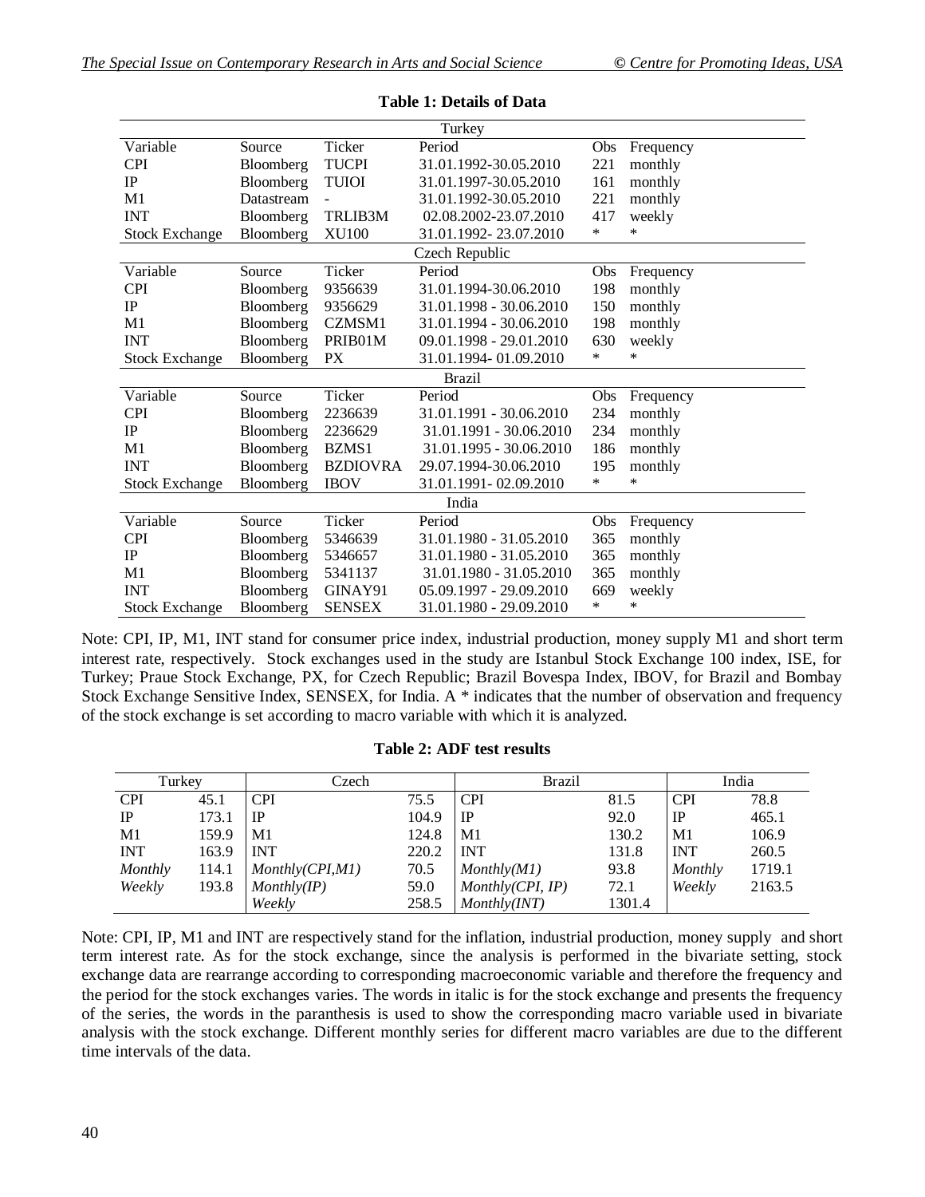**Table 1: Details of Data**

| Variable | Source | Ticker | Period | Obs | Frequency |
|---|---|---|---|---|---|
| **Turkey** | | | | | |
| CPI | Bloomberg | TUCPI | 31.01.1992-30.05.2010 | 221 | monthly |
| IP | Bloomberg | TUIOI | 31.01.1997-30.05.2010 | 161 | monthly |
| M1 | Datastream | - | 31.01.1992-30.05.2010 | 221 | monthly |
| INT | Bloomberg | TRLIB3M | 02.08.2002-23.07.2010 | 417 | weekly |
| Stock Exchange | Bloomberg | XU100 | 31.01.1992- 23.07.2010 | * | * |
| **Czech Republic** | | | | | |
| CPI | Bloomberg | 9356639 | 31.01.1994-30.06.2010 | 198 | monthly |
| IP | Bloomberg | 9356629 | 31.01.1998 - 30.06.2010 | 150 | monthly |
| M1 | Bloomberg | CZMSM1 | 31.01.1994 - 30.06.2010 | 198 | monthly |
| INT | Bloomberg | PRIB01M | 09.01.1998 - 29.01.2010 | 630 | weekly |
| Stock Exchange | Bloomberg | PX | 31.01.1994- 01.09.2010 | * | * |
| **Brazil** | | | | | |
| CPI | Bloomberg | 2236639 | 31.01.1991 - 30.06.2010 | 234 | monthly |
| IP | Bloomberg | 2236629 | 31.01.1991 - 30.06.2010 | 234 | monthly |
| M1 | Bloomberg | BZMS1 | 31.01.1995 - 30.06.2010 | 186 | monthly |
| INT | Bloomberg | BZDIOVRA | 29.07.1994-30.06.2010 | 195 | monthly |
| Stock Exchange | Bloomberg | IBOV | 31.01.1991- 02.09.2010 | * | * |
| **India** | | | | | |
| CPI | Bloomberg | 5346639 | 31.01.1980 - 31.05.2010 | 365 | monthly |
| IP | Bloomberg | 5346657 | 31.01.1980 - 31.05.2010 | 365 | monthly |
| M1 | Bloomberg | 5341137 | 31.01.1980 - 31.05.2010 | 365 | monthly |
| INT | Bloomberg | GINAY91 | 05.09.1997 - 29.09.2010 | 669 | weekly |
| Stock Exchange | Bloomberg | SENSEX | 31.01.1980 - 29.09.2010 | * | * |

Note: CPI, IP, M1, INT stand for consumer price index, industrial production, money supply M1 and short term interest rate, respectively. Stock exchanges used in the study are Istanbul Stock Exchange 100 index, ISE, for Turkey; Praue Stock Exchange, PX, for Czech Republic; Brazil Bovespa Index, IBOV, for Brazil and Bombay Stock Exchange Sensitive Index, SENSEX, for India. A * indicates that the number of observation and frequency of the stock exchange is set according to macro variable with which it is analyzed.

**Table 2: ADF test results**

| Turkey | | Czech | | Brazil | | India | |
|---|---|---|---|---|---|---|---|
| CPI | 45.1 | CPI | 75.5 | CPI | 81.5 | CPI | 78.8 |
| IP | 173.1 | IP | 104.9 | IP | 92.0 | IP | 465.1 |
| M1 | 159.9 | M1 | 124.8 | M1 | 130.2 | M1 | 106.9 |
| INT | 163.9 | INT | 220.2 | INT | 131.8 | INT | 260.5 |
| *Monthly* | 114.1 | *Monthly(CPI,M1)* | 70.5 | *Monthly(M1)* | 93.8 | *Monthly* | 1719.1 |
| *Weekly* | 193.8 | *Monthly(IP)* | 59.0 | *Monthly(CPI, IP)* | 72.1 | *Weekly* | 2163.5 |
| | | *Weekly* | 258.5 | *Monthly(INT)* | 1301.4 | | |

Note: CPI, IP, M1 and INT are respectively stand for the inflation, industrial production, money supply and short term interest rate. As for the stock exchange, since the analysis is performed in the bivariate setting, stock exchange data are rearrange according to corresponding macroeconomic variable and therefore the frequency and the period for the stock exchanges varies. The words in italic is for the stock exchange and presents the frequency of the series, the words in the paranthesis is used to show the corresponding macro variable used in bivariate analysis with the stock exchange. Different monthly series for different macro variables are due to the different time intervals of the data.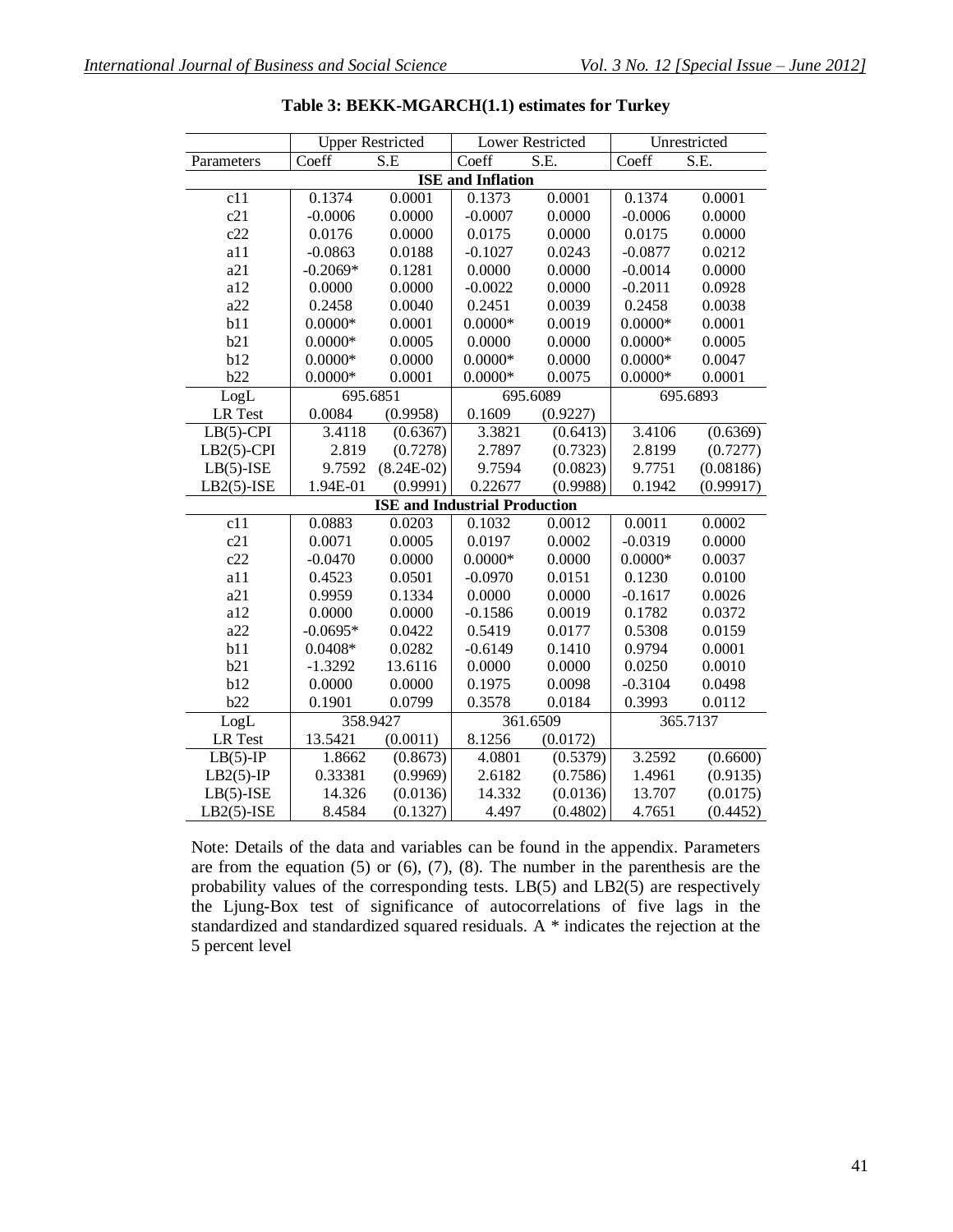**Table 3: BEKK-MGARCH(1.1) estimates for Turkey**

| | Upper Restricted | | Lower Restricted | | Unrestricted | |
|---|---|---|---|---|---|---|
| Parameters | Coeff | S.E | Coeff | S.E. | Coeff | S.E. |
| **ISE and Inflation** | | | | | | |
| c11 | 0.1374 | 0.0001 | 0.1373 | 0.0001 | 0.1374 | 0.0001 |
| c21 | -0.0006 | 0.0000 | -0.0007 | 0.0000 | -0.0006 | 0.0000 |
| c22 | 0.0176 | 0.0000 | 0.0175 | 0.0000 | 0.0175 | 0.0000 |
| a11 | -0.0863 | 0.0188 | -0.1027 | 0.0243 | -0.0877 | 0.0212 |
| a21 | -0.2069* | 0.1281 | 0.0000 | 0.0000 | -0.0014 | 0.0000 |
| a12 | 0.0000 | 0.0000 | -0.0022 | 0.0000 | -0.2011 | 0.0928 |
| a22 | 0.2458 | 0.0040 | 0.2451 | 0.0039 | 0.2458 | 0.0038 |
| b11 | 0.0000* | 0.0001 | 0.0000* | 0.0019 | 0.0000* | 0.0001 |
| b21 | 0.0000* | 0.0005 | 0.0000 | 0.0000 | 0.0000* | 0.0005 |
| b12 | 0.0000* | 0.0000 | 0.0000* | 0.0000 | 0.0000* | 0.0047 |
| b22 | 0.0000* | 0.0001 | 0.0000* | 0.0075 | 0.0000* | 0.0001 |
| LogL | 695.6851 | | 695.6089 | | 695.6893 | |
| LR Test | 0.0084 | (0.9958) | 0.1609 | (0.9227) | | |
| LB(5)-CPI | 3.4118 | (0.6367) | 3.3821 | (0.6413) | 3.4106 | (0.6369) |
| LB2(5)-CPI | 2.819 | (0.7278) | 2.7897 | (0.7323) | 2.8199 | (0.7277) |
| LB(5)-ISE | 9.7592 | (8.24E-02) | 9.7594 | (0.0823) | 9.7751 | (0.08186) |
| LB2(5)-ISE | 1.94E-01 | (0.9991) | 0.22677 | (0.9988) | 0.1942 | (0.99917) |
| **ISE and Industrial Production** | | | | | | |
| c11 | 0.0883 | 0.0203 | 0.1032 | 0.0012 | 0.0011 | 0.0002 |
| c21 | 0.0071 | 0.0005 | 0.0197 | 0.0002 | -0.0319 | 0.0000 |
| c22 | -0.0470 | 0.0000 | 0.0000* | 0.0000 | 0.0000* | 0.0037 |
| a11 | 0.4523 | 0.0501 | -0.0970 | 0.0151 | 0.1230 | 0.0100 |
| a21 | 0.9959 | 0.1334 | 0.0000 | 0.0000 | -0.1617 | 0.0026 |
| a12 | 0.0000 | 0.0000 | -0.1586 | 0.0019 | 0.1782 | 0.0372 |
| a22 | -0.0695* | 0.0422 | 0.5419 | 0.0177 | 0.5308 | 0.0159 |
| b11 | 0.0408* | 0.0282 | -0.6149 | 0.1410 | 0.9794 | 0.0001 |
| b21 | -1.3292 | 13.6116 | 0.0000 | 0.0000 | 0.0250 | 0.0010 |
| b12 | 0.0000 | 0.0000 | 0.1975 | 0.0098 | -0.3104 | 0.0498 |
| b22 | 0.1901 | 0.0799 | 0.3578 | 0.0184 | 0.3993 | 0.0112 |
| LogL | 358.9427 | | 361.6509 | | 365.7137 | |
| LR Test | 13.5421 | (0.0011) | 8.1256 | (0.0172) | | |
| LB(5)-IP | 1.8662 | (0.8673) | 4.0801 | (0.5379) | 3.2592 | (0.6600) |
| LB2(5)-IP | 0.33381 | (0.9969) | 2.6182 | (0.7586) | 1.4961 | (0.9135) |
| LB(5)-ISE | 14.326 | (0.0136) | 14.332 | (0.0136) | 13.707 | (0.0175) |
| LB2(5)-ISE | 8.4584 | (0.1327) | 4.497 | (0.4802) | 4.7651 | (0.4452) |

Note: Details of the data and variables can be found in the appendix. Parameters are from the equation (5) or (6), (7), (8). The number in the parenthesis are the probability values of the corresponding tests. LB(5) and LB2(5) are respectively the Ljung-Box test of significance of autocorrelations of five lags in the standardized and standardized squared residuals. A * indicates the rejection at the 5 percent level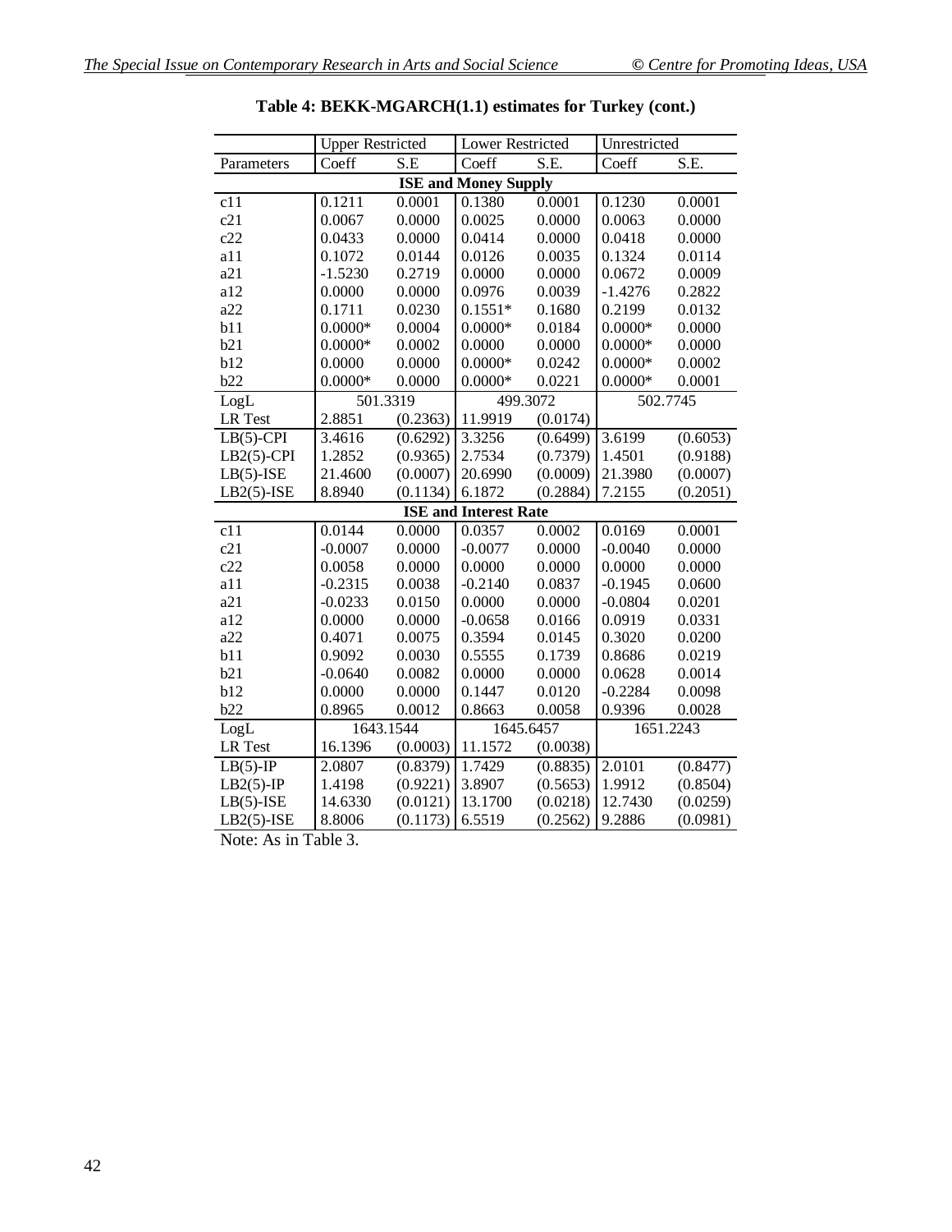**Table 4: BEKK-MGARCH(1.1) estimates for Turkey (cont.)**

| | Upper Restricted | | Lower Restricted | | Unrestricted | |
|---|---|---|---|---|---|---|
| Parameters | Coeff | S.E | Coeff | S.E. | Coeff | S.E. |
| **ISE and Money Supply** | | | | | | |
| c11 | 0.1211 | 0.0001 | 0.1380 | 0.0001 | 0.1230 | 0.0001 |
| c21 | 0.0067 | 0.0000 | 0.0025 | 0.0000 | 0.0063 | 0.0000 |
| c22 | 0.0433 | 0.0000 | 0.0414 | 0.0000 | 0.0418 | 0.0000 |
| a11 | 0.1072 | 0.0144 | 0.0126 | 0.0035 | 0.1324 | 0.0114 |
| a21 | -1.5230 | 0.2719 | 0.0000 | 0.0000 | 0.0672 | 0.0009 |
| a12 | 0.0000 | 0.0000 | 0.0976 | 0.0039 | -1.4276 | 0.2822 |
| a22 | 0.1711 | 0.0230 | 0.1551* | 0.1680 | 0.2199 | 0.0132 |
| b11 | 0.0000* | 0.0004 | 0.0000* | 0.0184 | 0.0000* | 0.0000 |
| b21 | 0.0000* | 0.0002 | 0.0000 | 0.0000 | 0.0000* | 0.0000 |
| b12 | 0.0000 | 0.0000 | 0.0000* | 0.0242 | 0.0000* | 0.0002 |
| b22 | 0.0000* | 0.0000 | 0.0000* | 0.0221 | 0.0000* | 0.0001 |
| LogL | 501.3319 | | 499.3072 | | 502.7745 | |
| LR Test | 2.8851 | (0.2363) | 11.9919 | (0.0174) | | |
| LB(5)-CPI | 3.4616 | (0.6292) | 3.3256 | (0.6499) | 3.6199 | (0.6053) |
| LB2(5)-CPI | 1.2852 | (0.9365) | 2.7534 | (0.7379) | 1.4501 | (0.9188) |
| LB(5)-ISE | 21.4600 | (0.0007) | 20.6990 | (0.0009) | 21.3980 | (0.0007) |
| LB2(5)-ISE | 8.8940 | (0.1134) | 6.1872 | (0.2884) | 7.2155 | (0.2051) |
| **ISE and Interest Rate** | | | | | | |
| c11 | 0.0144 | 0.0000 | 0.0357 | 0.0002 | 0.0169 | 0.0001 |
| c21 | -0.0007 | 0.0000 | -0.0077 | 0.0000 | -0.0040 | 0.0000 |
| c22 | 0.0058 | 0.0000 | 0.0000 | 0.0000 | 0.0000 | 0.0000 |
| a11 | -0.2315 | 0.0038 | -0.2140 | 0.0837 | -0.1945 | 0.0600 |
| a21 | -0.0233 | 0.0150 | 0.0000 | 0.0000 | -0.0804 | 0.0201 |
| a12 | 0.0000 | 0.0000 | -0.0658 | 0.0166 | 0.0919 | 0.0331 |
| a22 | 0.4071 | 0.0075 | 0.3594 | 0.0145 | 0.3020 | 0.0200 |
| b11 | 0.9092 | 0.0030 | 0.5555 | 0.1739 | 0.8686 | 0.0219 |
| b21 | -0.0640 | 0.0082 | 0.0000 | 0.0000 | 0.0628 | 0.0014 |
| b12 | 0.0000 | 0.0000 | 0.1447 | 0.0120 | -0.2284 | 0.0098 |
| b22 | 0.8965 | 0.0012 | 0.8663 | 0.0058 | 0.9396 | 0.0028 |
| LogL | 1643.1544 | | 1645.6457 | | 1651.2243 | |
| LR Test | 16.1396 | (0.0003) | 11.1572 | (0.0038) | | |
| LB(5)-IP | 2.0807 | (0.8379) | 1.7429 | (0.8835) | 2.0101 | (0.8477) |
| LB2(5)-IP | 1.4198 | (0.9221) | 3.8907 | (0.5653) | 1.9912 | (0.8504) |
| LB(5)-ISE | 14.6330 | (0.0121) | 13.1700 | (0.0218) | 12.7430 | (0.0259) |
| LB2(5)-ISE | 8.8006 | (0.1173) | 6.5519 | (0.2562) | 9.2886 | (0.0981) |

Note: As in Table 3.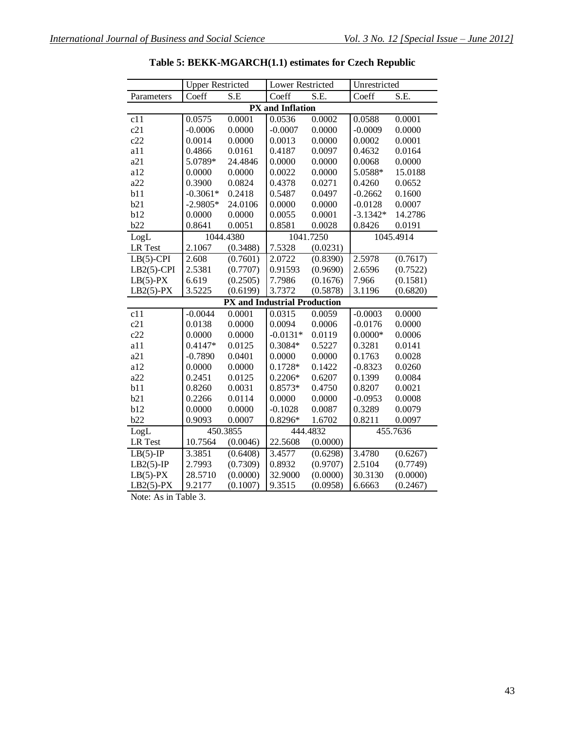**Table 5: BEKK-MGARCH(1.1) estimates for Czech Republic**

| | Upper Restricted | | Lower Restricted | | Unrestricted | |
|---|---|---|---|---|---|---|
| Parameters | Coeff | S.E | Coeff | S.E. | Coeff | S.E. |
| **PX and Inflation** | | | | | | |
| c11 | 0.0575 | 0.0001 | 0.0536 | 0.0002 | 0.0588 | 0.0001 |
| c21 | -0.0006 | 0.0000 | -0.0007 | 0.0000 | -0.0009 | 0.0000 |
| c22 | 0.0014 | 0.0000 | 0.0013 | 0.0000 | 0.0002 | 0.0001 |
| a11 | 0.4866 | 0.0161 | 0.4187 | 0.0097 | 0.4632 | 0.0164 |
| a21 | 5.0789* | 24.4846 | 0.0000 | 0.0000 | 0.0068 | 0.0000 |
| a12 | 0.0000 | 0.0000 | 0.0022 | 0.0000 | 5.0588* | 15.0188 |
| a22 | 0.3900 | 0.0824 | 0.4378 | 0.0271 | 0.4260 | 0.0652 |
| b11 | -0.3061* | 0.2418 | 0.5487 | 0.0497 | -0.2662 | 0.1600 |
| b21 | -2.9805* | 24.0106 | 0.0000 | 0.0000 | -0.0128 | 0.0007 |
| b12 | 0.0000 | 0.0000 | 0.0055 | 0.0001 | -3.1342* | 14.2786 |
| b22 | 0.8641 | 0.0051 | 0.8581 | 0.0028 | 0.8426 | 0.0191 |
| LogL | 1044.4380 | | 1041.7250 | | 1045.4914 | |
| LR Test | 2.1067 | (0.3488) | 7.5328 | (0.0231) | | |
| LB(5)-CPI | 2.608 | (0.7601) | 2.0722 | (0.8390) | 2.5978 | (0.7617) |
| LB2(5)-CPI | 2.5381 | (0.7707) | 0.91593 | (0.9690) | 2.6596 | (0.7522) |
| LB(5)-PX | 6.619 | (0.2505) | 7.7986 | (0.1676) | 7.966 | (0.1581) |
| LB2(5)-PX | 3.5225 | (0.6199) | 3.7372 | (0.5878) | 3.1196 | (0.6820) |
| **PX and Industrial Production** | | | | | | |
| c11 | -0.0044 | 0.0001 | 0.0315 | 0.0059 | -0.0003 | 0.0000 |
| c21 | 0.0138 | 0.0000 | 0.0094 | 0.0006 | -0.0176 | 0.0000 |
| c22 | 0.0000 | 0.0000 | -0.0131* | 0.0119 | 0.0000* | 0.0006 |
| a11 | 0.4147* | 0.0125 | 0.3084* | 0.5227 | 0.3281 | 0.0141 |
| a21 | -0.7890 | 0.0401 | 0.0000 | 0.0000 | 0.1763 | 0.0028 |
| a12 | 0.0000 | 0.0000 | 0.1728* | 0.1422 | -0.8323 | 0.0260 |
| a22 | 0.2451 | 0.0125 | 0.2206* | 0.6207 | 0.1399 | 0.0084 |
| b11 | 0.8260 | 0.0031 | 0.8573* | 0.4750 | 0.8207 | 0.0021 |
| b21 | 0.2266 | 0.0114 | 0.0000 | 0.0000 | -0.0953 | 0.0008 |
| b12 | 0.0000 | 0.0000 | -0.1028 | 0.0087 | 0.3289 | 0.0079 |
| b22 | 0.9093 | 0.0007 | 0.8296* | 1.6702 | 0.8211 | 0.0097 |
| LogL | 450.3855 | | 444.4832 | | 455.7636 | |
| LR Test | 10.7564 | (0.0046) | 22.5608 | (0.0000) | | |
| LB(5)-IP | 3.3851 | (0.6408) | 3.4577 | (0.6298) | 3.4780 | (0.6267) |
| LB2(5)-IP | 2.7993 | (0.7309) | 0.8932 | (0.9707) | 2.5104 | (0.7749) |
| LB(5)-PX | 28.5710 | (0.0000) | 32.9000 | (0.0000) | 30.3130 | (0.0000) |
| LB2(5)-PX | 9.2177 | (0.1007) | 9.3515 | (0.0958) | 6.6663 | (0.2467) |

Note: As in Table 3.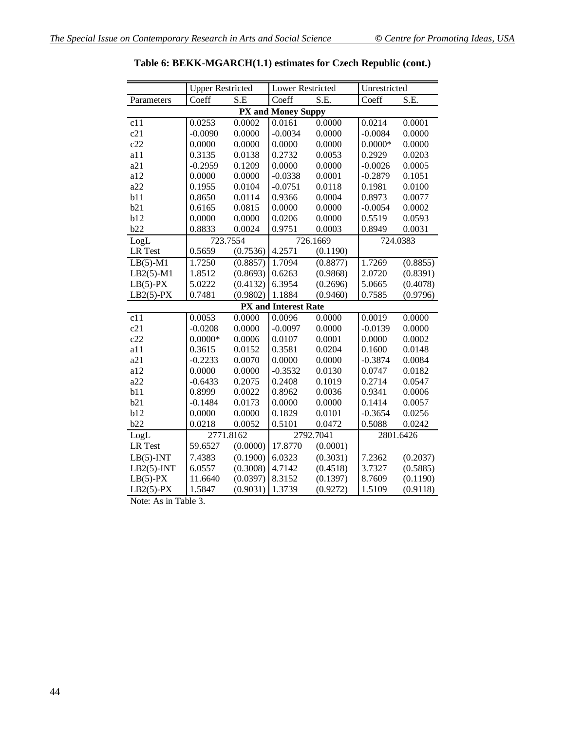**Table 6: BEKK-MGARCH(1.1) estimates for Czech Republic (cont.)**

| | Upper Restricted | | Lower Restricted | | Unrestricted | |
|---|---|---|---|---|---|---|
| Parameters | Coeff | S.E | Coeff | S.E. | Coeff | S.E. |
| **PX and Money Suppy** | | | | | | |
| c11 | 0.0253 | 0.0002 | 0.0161 | 0.0000 | 0.0214 | 0.0001 |
| c21 | -0.0090 | 0.0000 | -0.0034 | 0.0000 | -0.0084 | 0.0000 |
| c22 | 0.0000 | 0.0000 | 0.0000 | 0.0000 | 0.0000* | 0.0000 |
| a11 | 0.3135 | 0.0138 | 0.2732 | 0.0053 | 0.2929 | 0.0203 |
| a21 | -0.2959 | 0.1209 | 0.0000 | 0.0000 | -0.0026 | 0.0005 |
| a12 | 0.0000 | 0.0000 | -0.0338 | 0.0001 | -0.2879 | 0.1051 |
| a22 | 0.1955 | 0.0104 | -0.0751 | 0.0118 | 0.1981 | 0.0100 |
| b11 | 0.8650 | 0.0114 | 0.9366 | 0.0004 | 0.8973 | 0.0077 |
| b21 | 0.6165 | 0.0815 | 0.0000 | 0.0000 | -0.0054 | 0.0002 |
| b12 | 0.0000 | 0.0000 | 0.0206 | 0.0000 | 0.5519 | 0.0593 |
| b22 | 0.8833 | 0.0024 | 0.9751 | 0.0003 | 0.8949 | 0.0031 |
| LogL | 723.7554 | | 726.1669 | | 724.0383 | |
| LR Test | 0.5659 | (0.7536) | 4.2571 | (0.1190) | | |
| LB(5)-M1 | 1.7250 | (0.8857) | 1.7094 | (0.8877) | 1.7269 | (0.8855) |
| LB2(5)-M1 | 1.8512 | (0.8693) | 0.6263 | (0.9868) | 2.0720 | (0.8391) |
| LB(5)-PX | 5.0222 | (0.4132) | 6.3954 | (0.2696) | 5.0665 | (0.4078) |
| LB2(5)-PX | 0.7481 | (0.9802) | 1.1884 | (0.9460) | 0.7585 | (0.9796) |
| **PX and Interest Rate** | | | | | | |
| c11 | 0.0053 | 0.0000 | 0.0096 | 0.0000 | 0.0019 | 0.0000 |
| c21 | -0.0208 | 0.0000 | -0.0097 | 0.0000 | -0.0139 | 0.0000 |
| c22 | 0.0000* | 0.0006 | 0.0107 | 0.0001 | 0.0000 | 0.0002 |
| a11 | 0.3615 | 0.0152 | 0.3581 | 0.0204 | 0.1600 | 0.0148 |
| a21 | -0.2233 | 0.0070 | 0.0000 | 0.0000 | -0.3874 | 0.0084 |
| a12 | 0.0000 | 0.0000 | -0.3532 | 0.0130 | 0.0747 | 0.0182 |
| a22 | -0.6433 | 0.2075 | 0.2408 | 0.1019 | 0.2714 | 0.0547 |
| b11 | 0.8999 | 0.0022 | 0.8962 | 0.0036 | 0.9341 | 0.0006 |
| b21 | -0.1484 | 0.0173 | 0.0000 | 0.0000 | 0.1414 | 0.0057 |
| b12 | 0.0000 | 0.0000 | 0.1829 | 0.0101 | -0.3654 | 0.0256 |
| b22 | 0.0218 | 0.0052 | 0.5101 | 0.0472 | 0.5088 | 0.0242 |
| LogL | 2771.8162 | | 2792.7041 | | 2801.6426 | |
| LR Test | 59.6527 | (0.0000) | 17.8770 | (0.0001) | | |
| LB(5)-INT | 7.4383 | (0.1900) | 6.0323 | (0.3031) | 7.2362 | (0.2037) |
| LB2(5)-INT | 6.0557 | (0.3008) | 4.7142 | (0.4518) | 3.7327 | (0.5885) |
| LB(5)-PX | 11.6640 | (0.0397) | 8.3152 | (0.1397) | 8.7609 | (0.1190) |
| LB2(5)-PX | 1.5847 | (0.9031) | 1.3739 | (0.9272) | 1.5109 | (0.9118) |

Note: As in Table 3.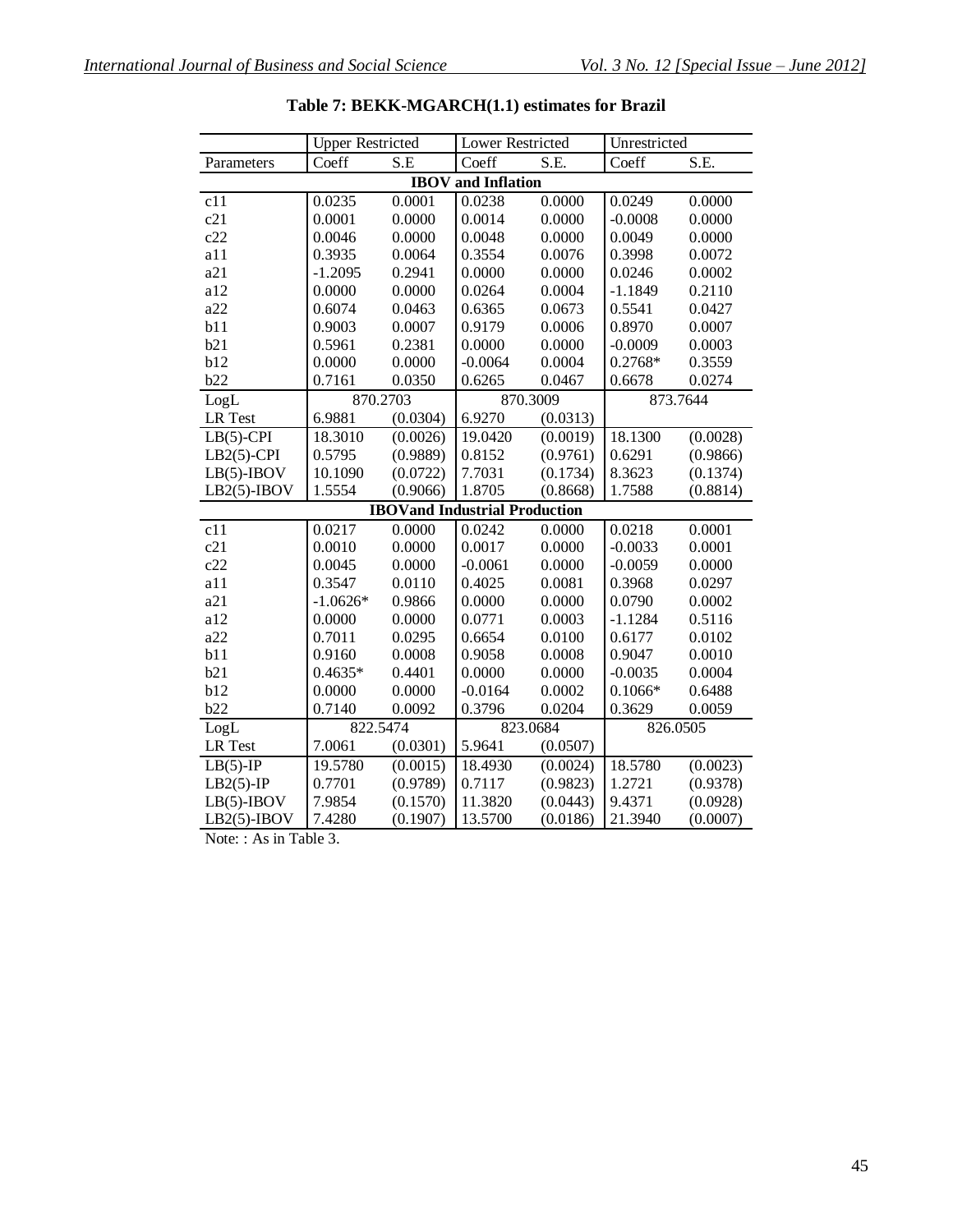**Table 7: BEKK-MGARCH(1.1) estimates for Brazil**

| | Upper Restricted | | Lower Restricted | | Unrestricted | |
|---|---|---|---|---|---|---|
| Parameters | Coeff | S.E | Coeff | S.E. | Coeff | S.E. |
| **IBOV and Inflation** | | | | | | |
| c11 | 0.0235 | 0.0001 | 0.0238 | 0.0000 | 0.0249 | 0.0000 |
| c21 | 0.0001 | 0.0000 | 0.0014 | 0.0000 | -0.0008 | 0.0000 |
| c22 | 0.0046 | 0.0000 | 0.0048 | 0.0000 | 0.0049 | 0.0000 |
| a11 | 0.3935 | 0.0064 | 0.3554 | 0.0076 | 0.3998 | 0.0072 |
| a21 | -1.2095 | 0.2941 | 0.0000 | 0.0000 | 0.0246 | 0.0002 |
| a12 | 0.0000 | 0.0000 | 0.0264 | 0.0004 | -1.1849 | 0.2110 |
| a22 | 0.6074 | 0.0463 | 0.6365 | 0.0673 | 0.5541 | 0.0427 |
| b11 | 0.9003 | 0.0007 | 0.9179 | 0.0006 | 0.8970 | 0.0007 |
| b21 | 0.5961 | 0.2381 | 0.0000 | 0.0000 | -0.0009 | 0.0003 |
| b12 | 0.0000 | 0.0000 | -0.0064 | 0.0004 | 0.2768* | 0.3559 |
| b22 | 0.7161 | 0.0350 | 0.6265 | 0.0467 | 0.6678 | 0.0274 |
| LogL | 870.2703 | | 870.3009 | | 873.7644 | |
| LR Test | 6.9881 | (0.0304) | 6.9270 | (0.0313) | | |
| LB(5)-CPI | 18.3010 | (0.0026) | 19.0420 | (0.0019) | 18.1300 | (0.0028) |
| LB2(5)-CPI | 0.5795 | (0.9889) | 0.8152 | (0.9761) | 0.6291 | (0.9866) |
| LB(5)-IBOV | 10.1090 | (0.0722) | 7.7031 | (0.1734) | 8.3623 | (0.1374) |
| LB2(5)-IBOV | 1.5554 | (0.9066) | 1.8705 | (0.8668) | 1.7588 | (0.8814) |
| **IBOVand Industrial Production** | | | | | | |
| c11 | 0.0217 | 0.0000 | 0.0242 | 0.0000 | 0.0218 | 0.0001 |
| c21 | 0.0010 | 0.0000 | 0.0017 | 0.0000 | -0.0033 | 0.0001 |
| c22 | 0.0045 | 0.0000 | -0.0061 | 0.0000 | -0.0059 | 0.0000 |
| a11 | 0.3547 | 0.0110 | 0.4025 | 0.0081 | 0.3968 | 0.0297 |
| a21 | -1.0626* | 0.9866 | 0.0000 | 0.0000 | 0.0790 | 0.0002 |
| a12 | 0.0000 | 0.0000 | 0.0771 | 0.0003 | -1.1284 | 0.5116 |
| a22 | 0.7011 | 0.0295 | 0.6654 | 0.0100 | 0.6177 | 0.0102 |
| b11 | 0.9160 | 0.0008 | 0.9058 | 0.0008 | 0.9047 | 0.0010 |
| b21 | 0.4635* | 0.4401 | 0.0000 | 0.0000 | -0.0035 | 0.0004 |
| b12 | 0.0000 | 0.0000 | -0.0164 | 0.0002 | 0.1066* | 0.6488 |
| b22 | 0.7140 | 0.0092 | 0.3796 | 0.0204 | 0.3629 | 0.0059 |
| LogL | 822.5474 | | 823.0684 | | 826.0505 | |
| LR Test | 7.0061 | (0.0301) | 5.9641 | (0.0507) | | |
| LB(5)-IP | 19.5780 | (0.0015) | 18.4930 | (0.0024) | 18.5780 | (0.0023) |
| LB2(5)-IP | 0.7701 | (0.9789) | 0.7117 | (0.9823) | 1.2721 | (0.9378) |
| LB(5)-IBOV | 7.9854 | (0.1570) | 11.3820 | (0.0443) | 9.4371 | (0.0928) |
| LB2(5)-IBOV | 7.4280 | (0.1907) | 13.5700 | (0.0186) | 21.3940 | (0.0007) |

Note: : As in Table 3.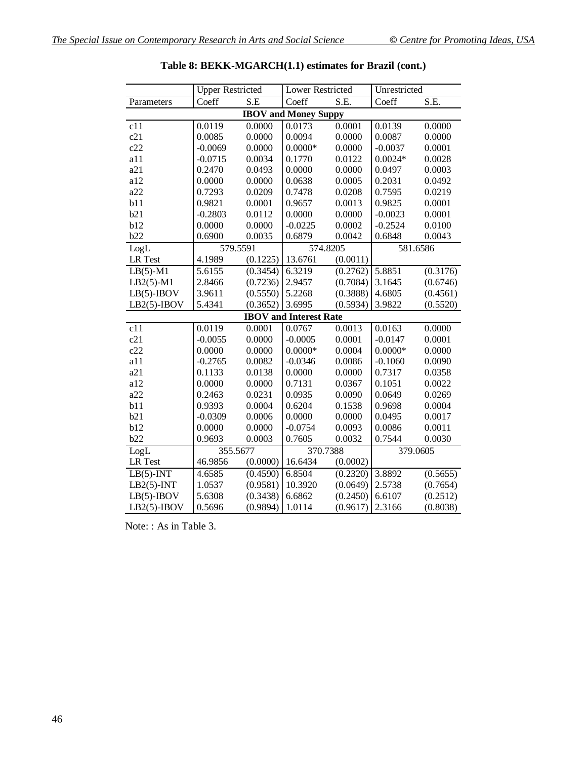**Table 8: BEKK-MGARCH(1.1) estimates for Brazil (cont.)**

| | Upper Restricted | | Lower Restricted | | Unrestricted | |
|---|---|---|---|---|---|---|
| Parameters | Coeff | S.E | Coeff | S.E. | Coeff | S.E. |
| **IBOV and Money Suppy** | | | | | | |
| c11 | 0.0119 | 0.0000 | 0.0173 | 0.0001 | 0.0139 | 0.0000 |
| c21 | 0.0085 | 0.0000 | 0.0094 | 0.0000 | 0.0087 | 0.0000 |
| c22 | -0.0069 | 0.0000 | 0.0000* | 0.0000 | -0.0037 | 0.0001 |
| a11 | -0.0715 | 0.0034 | 0.1770 | 0.0122 | 0.0024* | 0.0028 |
| a21 | 0.2470 | 0.0493 | 0.0000 | 0.0000 | 0.0497 | 0.0003 |
| a12 | 0.0000 | 0.0000 | 0.0638 | 0.0005 | 0.2031 | 0.0492 |
| a22 | 0.7293 | 0.0209 | 0.7478 | 0.0208 | 0.7595 | 0.0219 |
| b11 | 0.9821 | 0.0001 | 0.9657 | 0.0013 | 0.9825 | 0.0001 |
| b21 | -0.2803 | 0.0112 | 0.0000 | 0.0000 | -0.0023 | 0.0001 |
| b12 | 0.0000 | 0.0000 | -0.0225 | 0.0002 | -0.2524 | 0.0100 |
| b22 | 0.6900 | 0.0035 | 0.6879 | 0.0042 | 0.6848 | 0.0043 |
| LogL | 579.5591 | | 574.8205 | | 581.6586 | |
| LR Test | 4.1989 | (0.1225) | 13.6761 | (0.0011) | | |
| LB(5)-M1 | 5.6155 | (0.3454) | 6.3219 | (0.2762) | 5.8851 | (0.3176) |
| LB2(5)-M1 | 2.8466 | (0.7236) | 2.9457 | (0.7084) | 3.1645 | (0.6746) |
| LB(5)-IBOV | 3.9611 | (0.5550) | 5.2268 | (0.3888) | 4.6805 | (0.4561) |
| LB2(5)-IBOV | 5.4341 | (0.3652) | 3.6995 | (0.5934) | 3.9822 | (0.5520) |
| **IBOV and Interest Rate** | | | | | | |
| c11 | 0.0119 | 0.0001 | 0.0767 | 0.0013 | 0.0163 | 0.0000 |
| c21 | -0.0055 | 0.0000 | -0.0005 | 0.0001 | -0.0147 | 0.0001 |
| c22 | 0.0000 | 0.0000 | 0.0000* | 0.0004 | 0.0000* | 0.0000 |
| a11 | -0.2765 | 0.0082 | -0.0346 | 0.0086 | -0.1060 | 0.0090 |
| a21 | 0.1133 | 0.0138 | 0.0000 | 0.0000 | 0.7317 | 0.0358 |
| a12 | 0.0000 | 0.0000 | 0.7131 | 0.0367 | 0.1051 | 0.0022 |
| a22 | 0.2463 | 0.0231 | 0.0935 | 0.0090 | 0.0649 | 0.0269 |
| b11 | 0.9393 | 0.0004 | 0.6204 | 0.1538 | 0.9698 | 0.0004 |
| b21 | -0.0309 | 0.0006 | 0.0000 | 0.0000 | 0.0495 | 0.0017 |
| b12 | 0.0000 | 0.0000 | -0.0754 | 0.0093 | 0.0086 | 0.0011 |
| b22 | 0.9693 | 0.0003 | 0.7605 | 0.0032 | 0.7544 | 0.0030 |
| LogL | 355.5677 | | 370.7388 | | 379.0605 | |
| LR Test | 46.9856 | (0.0000) | 16.6434 | (0.0002) | | |
| LB(5)-INT | 4.6585 | (0.4590) | 6.8504 | (0.2320) | 3.8892 | (0.5655) |
| LB2(5)-INT | 1.0537 | (0.9581) | 10.3920 | (0.0649) | 2.5738 | (0.7654) |
| LB(5)-IBOV | 5.6308 | (0.3438) | 6.6862 | (0.2450) | 6.6107 | (0.2512) |
| LB2(5)-IBOV | 0.5696 | (0.9894) | 1.0114 | (0.9617) | 2.3166 | (0.8038) |

Note: : As in Table 3.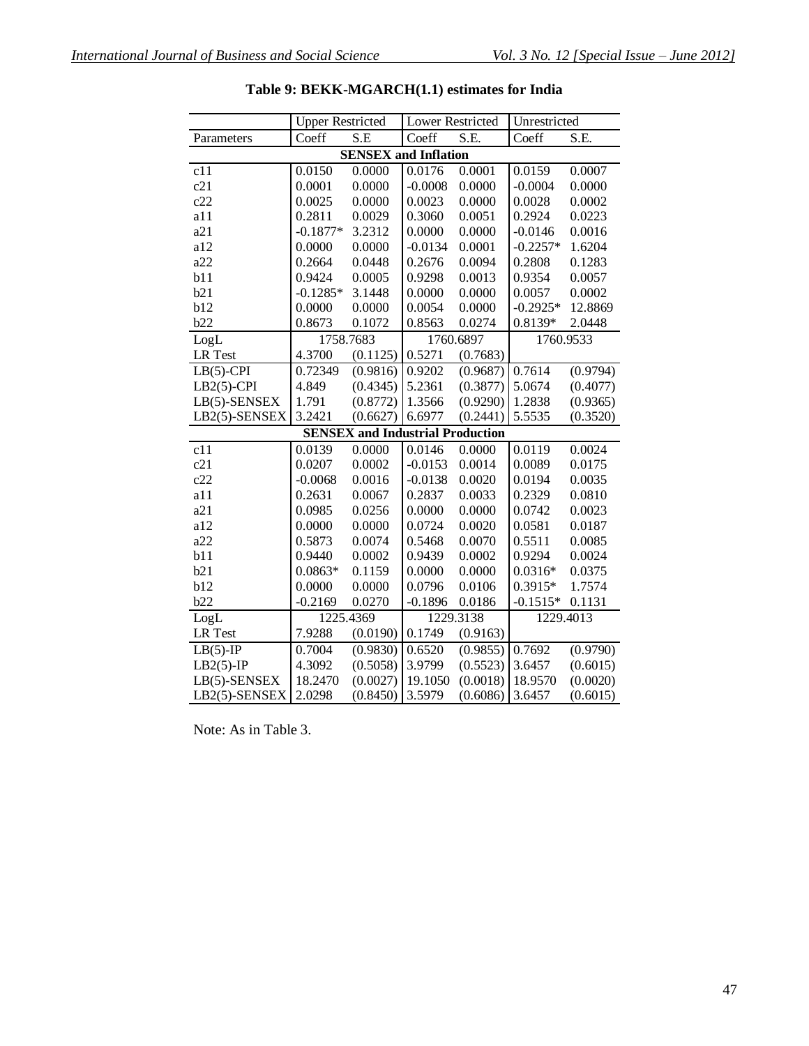**Table 9: BEKK-MGARCH(1.1) estimates for India**

| | Upper Restricted | | Lower Restricted | | Unrestricted | |
|---|---|---|---|---|---|---|
| Parameters | Coeff | S.E | Coeff | S.E. | Coeff | S.E. |
| **SENSEX and Inflation** | | | | | | |
| c11 | 0.0150 | 0.0000 | 0.0176 | 0.0001 | 0.0159 | 0.0007 |
| c21 | 0.0001 | 0.0000 | -0.0008 | 0.0000 | -0.0004 | 0.0000 |
| c22 | 0.0025 | 0.0000 | 0.0023 | 0.0000 | 0.0028 | 0.0002 |
| a11 | 0.2811 | 0.0029 | 0.3060 | 0.0051 | 0.2924 | 0.0223 |
| a21 | -0.1877* | 3.2312 | 0.0000 | 0.0000 | -0.0146 | 0.0016 |
| a12 | 0.0000 | 0.0000 | -0.0134 | 0.0001 | -0.2257* | 1.6204 |
| a22 | 0.2664 | 0.0448 | 0.2676 | 0.0094 | 0.2808 | 0.1283 |
| b11 | 0.9424 | 0.0005 | 0.9298 | 0.0013 | 0.9354 | 0.0057 |
| b21 | -0.1285* | 3.1448 | 0.0000 | 0.0000 | 0.0057 | 0.0002 |
| b12 | 0.0000 | 0.0000 | 0.0054 | 0.0000 | -0.2925* | 12.8869 |
| b22 | 0.8673 | 0.1072 | 0.8563 | 0.0274 | 0.8139* | 2.0448 |
| LogL | 1758.7683 | | 1760.6897 | | 1760.9533 | |
| LR Test | 4.3700 | (0.1125) | 0.5271 | (0.7683) | | |
| LB(5)-CPI | 0.72349 | (0.9816) | 0.9202 | (0.9687) | 0.7614 | (0.9794) |
| LB2(5)-CPI | 4.849 | (0.4345) | 5.2361 | (0.3877) | 5.0674 | (0.4077) |
| LB(5)-SENSEX | 1.791 | (0.8772) | 1.3566 | (0.9290) | 1.2838 | (0.9365) |
| LB2(5)-SENSEX | 3.2421 | (0.6627) | 6.6977 | (0.2441) | 5.5535 | (0.3520) |
| **SENSEX and Industrial Production** | | | | | | |
| c11 | 0.0139 | 0.0000 | 0.0146 | 0.0000 | 0.0119 | 0.0024 |
| c21 | 0.0207 | 0.0002 | -0.0153 | 0.0014 | 0.0089 | 0.0175 |
| c22 | -0.0068 | 0.0016 | -0.0138 | 0.0020 | 0.0194 | 0.0035 |
| a11 | 0.2631 | 0.0067 | 0.2837 | 0.0033 | 0.2329 | 0.0810 |
| a21 | 0.0985 | 0.0256 | 0.0000 | 0.0000 | 0.0742 | 0.0023 |
| a12 | 0.0000 | 0.0000 | 0.0724 | 0.0020 | 0.0581 | 0.0187 |
| a22 | 0.5873 | 0.0074 | 0.5468 | 0.0070 | 0.5511 | 0.0085 |
| b11 | 0.9440 | 0.0002 | 0.9439 | 0.0002 | 0.9294 | 0.0024 |
| b21 | 0.0863* | 0.1159 | 0.0000 | 0.0000 | 0.0316* | 0.0375 |
| b12 | 0.0000 | 0.0000 | 0.0796 | 0.0106 | 0.3915* | 1.7574 |
| b22 | -0.2169 | 0.0270 | -0.1896 | 0.0186 | -0.1515* | 0.1131 |
| LogL | 1225.4369 | | 1229.3138 | | 1229.4013 | |
| LR Test | 7.9288 | (0.0190) | 0.1749 | (0.9163) | | |
| LB(5)-IP | 0.7004 | (0.9830) | 0.6520 | (0.9855) | 0.7692 | (0.9790) |
| LB2(5)-IP | 4.3092 | (0.5058) | 3.9799 | (0.5523) | 3.6457 | (0.6015) |
| LB(5)-SENSEX | 18.2470 | (0.0027) | 19.1050 | (0.0018) | 18.9570 | (0.0020) |
| LB2(5)-SENSEX | 2.0298 | (0.8450) | 3.5979 | (0.6086) | 3.6457 | (0.6015) |

Note: As in Table 3.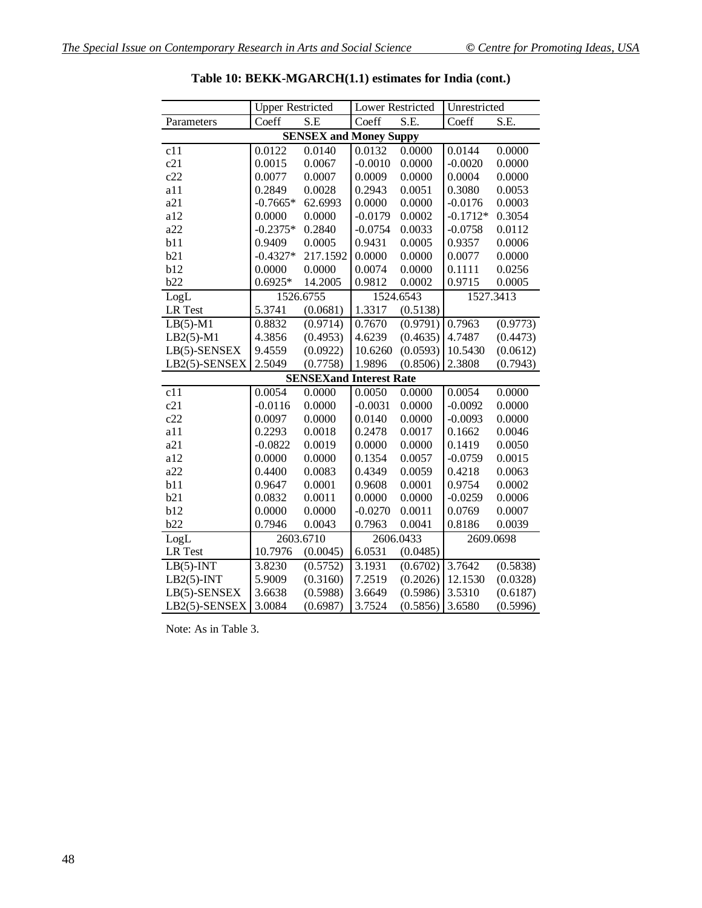**Table 10: BEKK-MGARCH(1.1) estimates for India (cont.)**

| | Upper Restricted | | Lower Restricted | | Unrestricted | |
|---|---|---|---|---|---|---|
| Parameters | Coeff | S.E | Coeff | S.E. | Coeff | S.E. |
| **SENSEX and Money Suppy** | | | | | | |
| c11 | 0.0122 | 0.0140 | 0.0132 | 0.0000 | 0.0144 | 0.0000 |
| c21 | 0.0015 | 0.0067 | -0.0010 | 0.0000 | -0.0020 | 0.0000 |
| c22 | 0.0077 | 0.0007 | 0.0009 | 0.0000 | 0.0004 | 0.0000 |
| a11 | 0.2849 | 0.0028 | 0.2943 | 0.0051 | 0.3080 | 0.0053 |
| a21 | -0.7665* | 62.6993 | 0.0000 | 0.0000 | -0.0176 | 0.0003 |
| a12 | 0.0000 | 0.0000 | -0.0179 | 0.0002 | -0.1712* | 0.3054 |
| a22 | -0.2375* | 0.2840 | -0.0754 | 0.0033 | -0.0758 | 0.0112 |
| b11 | 0.9409 | 0.0005 | 0.9431 | 0.0005 | 0.9357 | 0.0006 |
| b21 | -0.4327* | 217.1592 | 0.0000 | 0.0000 | 0.0077 | 0.0000 |
| b12 | 0.0000 | 0.0000 | 0.0074 | 0.0000 | 0.1111 | 0.0256 |
| b22 | 0.6925* | 14.2005 | 0.9812 | 0.0002 | 0.9715 | 0.0005 |
| LogL | 1526.6755 | | 1524.6543 | | 1527.3413 | |
| LR Test | 5.3741 | (0.0681) | 1.3317 | (0.5138) | | |
| LB(5)-M1 | 0.8832 | (0.9714) | 0.7670 | (0.9791) | 0.7963 | (0.9773) |
| LB2(5)-M1 | 4.3856 | (0.4953) | 4.6239 | (0.4635) | 4.7487 | (0.4473) |
| LB(5)-SENSEX | 9.4559 | (0.0922) | 10.6260 | (0.0593) | 10.5430 | (0.0612) |
| LB2(5)-SENSEX | 2.5049 | (0.7758) | 1.9896 | (0.8506) | 2.3808 | (0.7943) |
| **SENSEXand Interest Rate** | | | | | | |
| c11 | 0.0054 | 0.0000 | 0.0050 | 0.0000 | 0.0054 | 0.0000 |
| c21 | -0.0116 | 0.0000 | -0.0031 | 0.0000 | -0.0092 | 0.0000 |
| c22 | 0.0097 | 0.0000 | 0.0140 | 0.0000 | -0.0093 | 0.0000 |
| a11 | 0.2293 | 0.0018 | 0.2478 | 0.0017 | 0.1662 | 0.0046 |
| a21 | -0.0822 | 0.0019 | 0.0000 | 0.0000 | 0.1419 | 0.0050 |
| a12 | 0.0000 | 0.0000 | 0.1354 | 0.0057 | -0.0759 | 0.0015 |
| a22 | 0.4400 | 0.0083 | 0.4349 | 0.0059 | 0.4218 | 0.0063 |
| b11 | 0.9647 | 0.0001 | 0.9608 | 0.0001 | 0.9754 | 0.0002 |
| b21 | 0.0832 | 0.0011 | 0.0000 | 0.0000 | -0.0259 | 0.0006 |
| b12 | 0.0000 | 0.0000 | -0.0270 | 0.0011 | 0.0769 | 0.0007 |
| b22 | 0.7946 | 0.0043 | 0.7963 | 0.0041 | 0.8186 | 0.0039 |
| LogL | 2603.6710 | | 2606.0433 | | 2609.0698 | |
| LR Test | 10.7976 | (0.0045) | 6.0531 | (0.0485) | | |
| LB(5)-INT | 3.8230 | (0.5752) | 3.1931 | (0.6702) | 3.7642 | (0.5838) |
| LB2(5)-INT | 5.9009 | (0.3160) | 7.2519 | (0.2026) | 12.1530 | (0.0328) |
| LB(5)-SENSEX | 3.6638 | (0.5988) | 3.6649 | (0.5986) | 3.5310 | (0.6187) |
| LB2(5)-SENSEX | 3.0084 | (0.6987) | 3.7524 | (0.5856) | 3.6580 | (0.5996) |

Note: As in Table 3.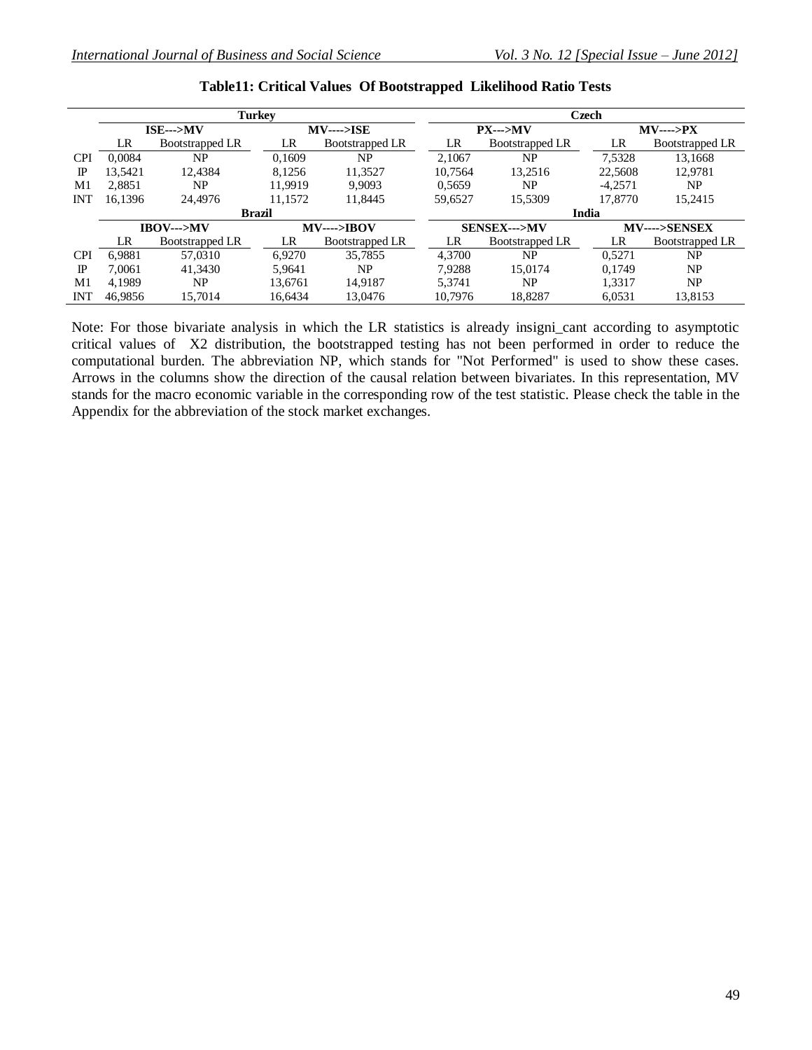**Table11: Critical Values Of Bootstrapped Likelihood Ratio Tests**

| | Turkey | | | | Czech | | | |
|---|---|---|---|---|---|---|---|---|
| | ISE--->MV | | MV---->ISE | | PX--->MV | | MV---->PX | |
| | LR | Bootstrapped LR | LR | Bootstrapped LR | LR | Bootstrapped LR | LR | Bootstrapped LR |
| CPI | 0,0084 | NP | 0,1609 | NP | 2,1067 | NP | 7,5328 | 13,1668 |
| IP | 13,5421 | 12,4384 | 8,1256 | 11,3527 | 10,7564 | 13,2516 | 22,5608 | 12,9781 |
| M1 | 2,8851 | NP | 11,9919 | 9,9093 | 0,5659 | NP | -4,2571 | NP |
| INT | 16,1396 | 24,4976 | 11,1572 | 11,8445 | 59,6527 | 15,5309 | 17,8770 | 15,2415 |
| | Brazil | | | | India | | | |
| | IBOV--->MV | | MV---->IBOV | | SENSEX--->MV | | MV---->SENSEX | |
| | LR | Bootstrapped LR | LR | Bootstrapped LR | LR | Bootstrapped LR | LR | Bootstrapped LR |
| CPI | 6,9881 | 57,0310 | 6,9270 | 35,7855 | 4,3700 | NP | 0,5271 | NP |
| IP | 7,0061 | 41,3430 | 5,9641 | NP | 7,9288 | 15,0174 | 0,1749 | NP |
| M1 | 4,1989 | NP | 13,6761 | 14,9187 | 5,3741 | NP | 1,3317 | NP |
| INT | 46,9856 | 15,7014 | 16,6434 | 13,0476 | 10,7976 | 18,8287 | 6,0531 | 13,8153 |

Note: For those bivariate analysis in which the LR statistics is already insigni_cant according to asymptotic critical values of X2 distribution, the bootstrapped testing has not been performed in order to reduce the computational burden. The abbreviation NP, which stands for "Not Performed" is used to show these cases. Arrows in the columns show the direction of the causal relation between bivariates. In this representation, MV stands for the macro economic variable in the corresponding row of the test statistic. Please check the table in the Appendix for the abbreviation of the stock market exchanges.